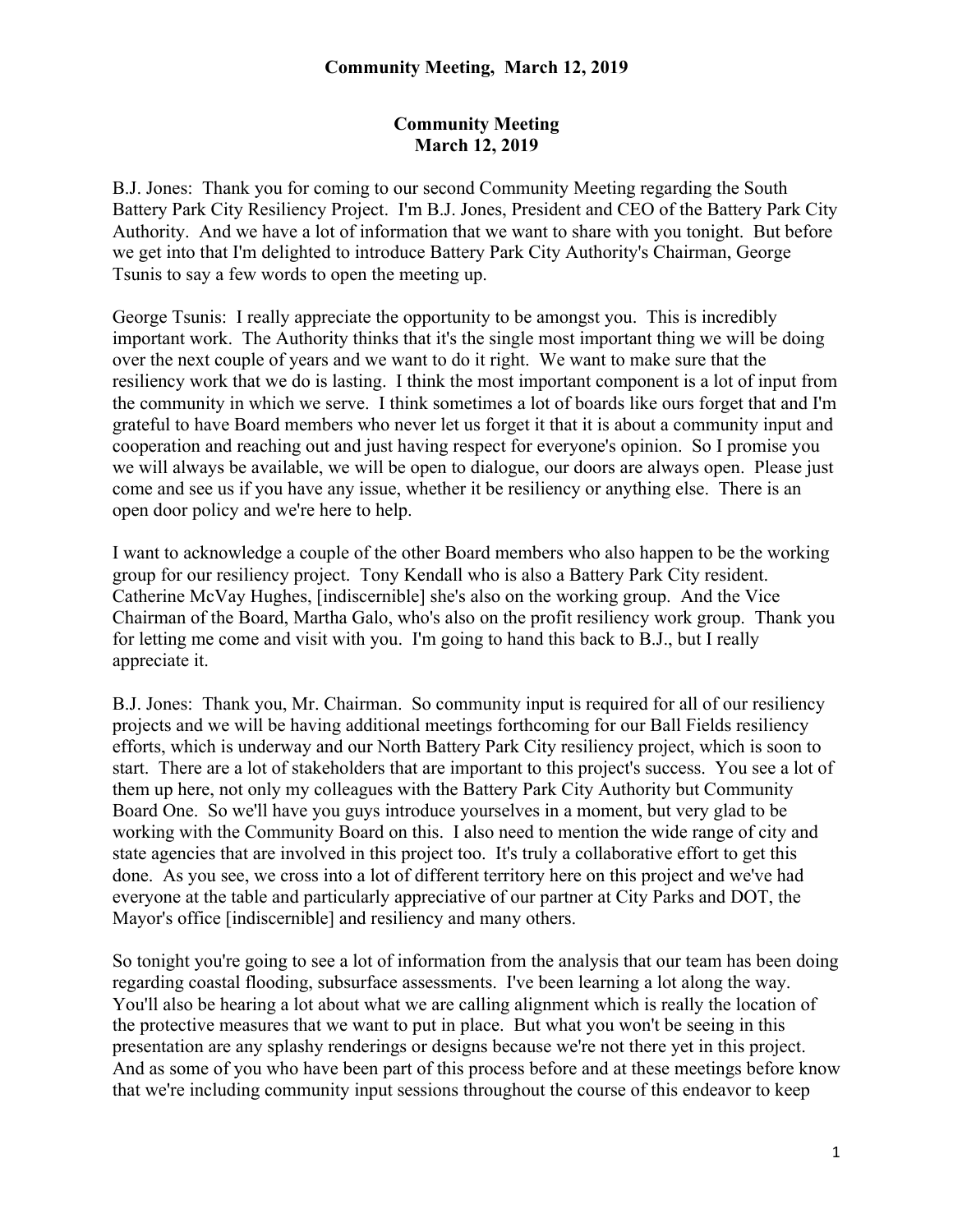# Community Meeting
## March 12, 2019

B.J. Jones: Thank you for coming to our second Community Meeting regarding the South Battery Park City Resiliency Project. I'm B.J. Jones, President and CEO of the Battery Park City Authority. And we have a lot of information that we want to share with you tonight. But before we get into that I'm delighted to introduce Battery Park City Authority's Chairman, George Tsunis to say a few words to open the meeting up.

George Tsunis: I really appreciate the opportunity to be amongst you. This is incredibly important work. The Authority thinks that it's the single most important thing we will be doing over the next couple of years and we want to do it right. We want to make sure that the resiliency work that we do is lasting. I think the most important component is a lot of input from the community in which we serve. I think sometimes a lot of boards like ours forget that and I'm grateful to have Board members who never let us forget it that it is about a community input and cooperation and reaching out and just having respect for everyone's opinion. So I promise you we will always be available, we will be open to dialogue, our doors are always open. Please just come and see us if you have any issue, whether it be resiliency or anything else. There is an open door policy and we're here to help.

I want to acknowledge a couple of the other Board members who also happen to be the working group for our resiliency project. Tony Kendall who is also a Battery Park City resident. Catherine McVay Hughes, [indiscernible] she's also on the working group. And the Vice Chairman of the Board, Martha Galo, who's also on the profit resiliency work group. Thank you for letting me come and visit with you. I'm going to hand this back to B.J., but I really appreciate it.

B.J. Jones: Thank you, Mr. Chairman. So community input is required for all of our resiliency projects and we will be having additional meetings forthcoming for our Ball Fields resiliency efforts, which is underway and our North Battery Park City resiliency project, which is soon to start. There are a lot of stakeholders that are important to this project's success. You see a lot of them up here, not only my colleagues with the Battery Park City Authority but Community Board One. So we'll have you guys introduce yourselves in a moment, but very glad to be working with the Community Board on this. I also need to mention the wide range of city and state agencies that are involved in this project too. It's truly a collaborative effort to get this done. As you see, we cross into a lot of different territory here on this project and we've had everyone at the table and particularly appreciative of our partner at City Parks and DOT, the Mayor's office [indiscernible] and resiliency and many others.

So tonight you're going to see a lot of information from the analysis that our team has been doing regarding coastal flooding, subsurface assessments. I've been learning a lot along the way. You'll also be hearing a lot about what we are calling alignment which is really the location of the protective measures that we want to put in place. But what you won't be seeing in this presentation are any splashy renderings or designs because we're not there yet in this project. And as some of you who have been part of this process before and at these meetings before know that we're including community input sessions throughout the course of this endeavor to keep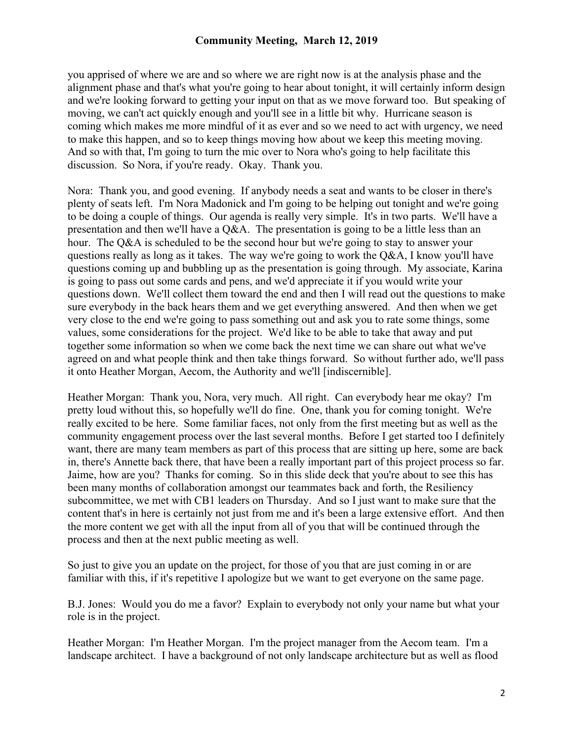you apprised of where we are and so where we are right now is at the analysis phase and the alignment phase and that's what you're going to hear about tonight, it will certainly inform design and we're looking forward to getting your input on that as we move forward too. But speaking of moving, we can't act quickly enough and you'll see in a little bit why. Hurricane season is coming which makes me more mindful of it as ever and so we need to act with urgency, we need to make this happen, and so to keep things moving how about we keep this meeting moving. And so with that, I'm going to turn the mic over to Nora who's going to help facilitate this discussion. So Nora, if you're ready. Okay. Thank you.

Nora: Thank you, and good evening. If anybody needs a seat and wants to be closer in there's plenty of seats left. I'm Nora Madonick and I'm going to be helping out tonight and we're going to be doing a couple of things. Our agenda is really very simple. It's in two parts. We'll have a presentation and then we'll have a Q&A. The presentation is going to be a little less than an hour. The Q&A is scheduled to be the second hour but we're going to stay to answer your questions really as long as it takes. The way we're going to work the Q&A, I know you'll have questions coming up and bubbling up as the presentation is going through. My associate, Karina is going to pass out some cards and pens, and we'd appreciate it if you would write your questions down. We'll collect them toward the end and then I will read out the questions to make sure everybody in the back hears them and we get everything answered. And then when we get very close to the end we're going to pass something out and ask you to rate some things, some values, some considerations for the project. We'd like to be able to take that away and put together some information so when we come back the next time we can share out what we've agreed on and what people think and then take things forward. So without further ado, we'll pass it onto Heather Morgan, Aecom, the Authority and we'll [indiscernible].

Heather Morgan: Thank you, Nora, very much. All right. Can everybody hear me okay? I'm pretty loud without this, so hopefully we'll do fine. One, thank you for coming tonight. We're really excited to be here. Some familiar faces, not only from the first meeting but as well as the community engagement process over the last several months. Before I get started too I definitely want, there are many team members as part of this process that are sitting up here, some are back in, there's Annette back there, that have been a really important part of this project process so far. Jaime, how are you? Thanks for coming. So in this slide deck that you're about to see this has been many months of collaboration amongst our teammates back and forth, the Resiliency subcommittee, we met with CB1 leaders on Thursday. And so I just want to make sure that the content that's in here is certainly not just from me and it's been a large extensive effort. And then the more content we get with all the input from all of you that will be continued through the process and then at the next public meeting as well.

So just to give you an update on the project, for those of you that are just coming in or are familiar with this, if it's repetitive I apologize but we want to get everyone on the same page.

B.J. Jones: Would you do me a favor? Explain to everybody not only your name but what your role is in the project.

Heather Morgan: I'm Heather Morgan. I'm the project manager from the Aecom team. I'm a landscape architect. I have a background of not only landscape architecture but as well as flood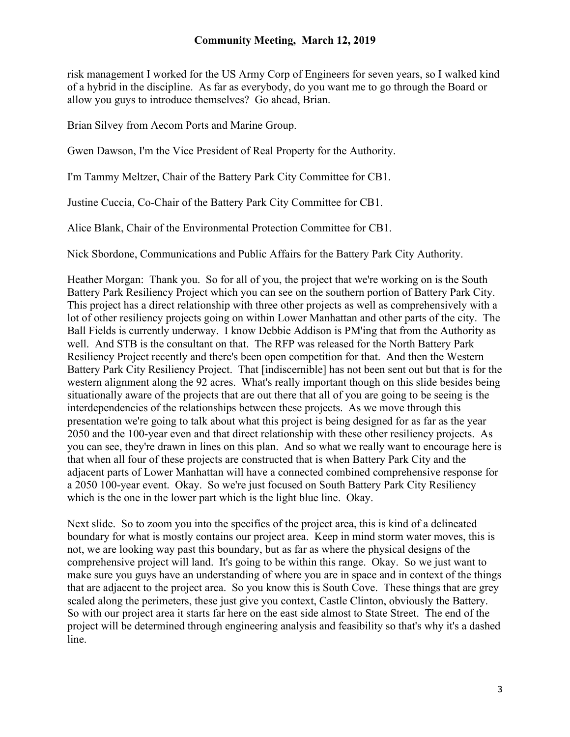risk management I worked for the US Army Corp of Engineers for seven years, so I walked kind of a hybrid in the discipline. As far as everybody, do you want me to go through the Board or allow you guys to introduce themselves? Go ahead, Brian.

Brian Silvey from Aecom Ports and Marine Group.

Gwen Dawson, I'm the Vice President of Real Property for the Authority.

I'm Tammy Meltzer, Chair of the Battery Park City Committee for CB1.

Justine Cuccia, Co-Chair of the Battery Park City Committee for CB1.

Alice Blank, Chair of the Environmental Protection Committee for CB1.

Nick Sbordone, Communications and Public Affairs for the Battery Park City Authority.

Heather Morgan: Thank you. So for all of you, the project that we're working on is the South Battery Park Resiliency Project which you can see on the southern portion of Battery Park City. This project has a direct relationship with three other projects as well as comprehensively with a lot of other resiliency projects going on within Lower Manhattan and other parts of the city. The Ball Fields is currently underway. I know Debbie Addison is PM'ing that from the Authority as well. And STB is the consultant on that. The RFP was released for the North Battery Park Resiliency Project recently and there's been open competition for that. And then the Western Battery Park City Resiliency Project. That [indiscernible] has not been sent out but that is for the western alignment along the 92 acres. What's really important though on this slide besides being situationally aware of the projects that are out there that all of you are going to be seeing is the interdependencies of the relationships between these projects. As we move through this presentation we're going to talk about what this project is being designed for as far as the year 2050 and the 100-year even and that direct relationship with these other resiliency projects. As you can see, they're drawn in lines on this plan. And so what we really want to encourage here is that when all four of these projects are constructed that is when Battery Park City and the adjacent parts of Lower Manhattan will have a connected combined comprehensive response for a 2050 100-year event. Okay. So we're just focused on South Battery Park City Resiliency which is the one in the lower part which is the light blue line. Okay.

Next slide. So to zoom you into the specifics of the project area, this is kind of a delineated boundary for what is mostly contains our project area. Keep in mind storm water moves, this is not, we are looking way past this boundary, but as far as where the physical designs of the comprehensive project will land. It's going to be within this range. Okay. So we just want to make sure you guys have an understanding of where you are in space and in context of the things that are adjacent to the project area. So you know this is South Cove. These things that are grey scaled along the perimeters, these just give you context, Castle Clinton, obviously the Battery. So with our project area it starts far here on the east side almost to State Street. The end of the project will be determined through engineering analysis and feasibility so that's why it's a dashed line.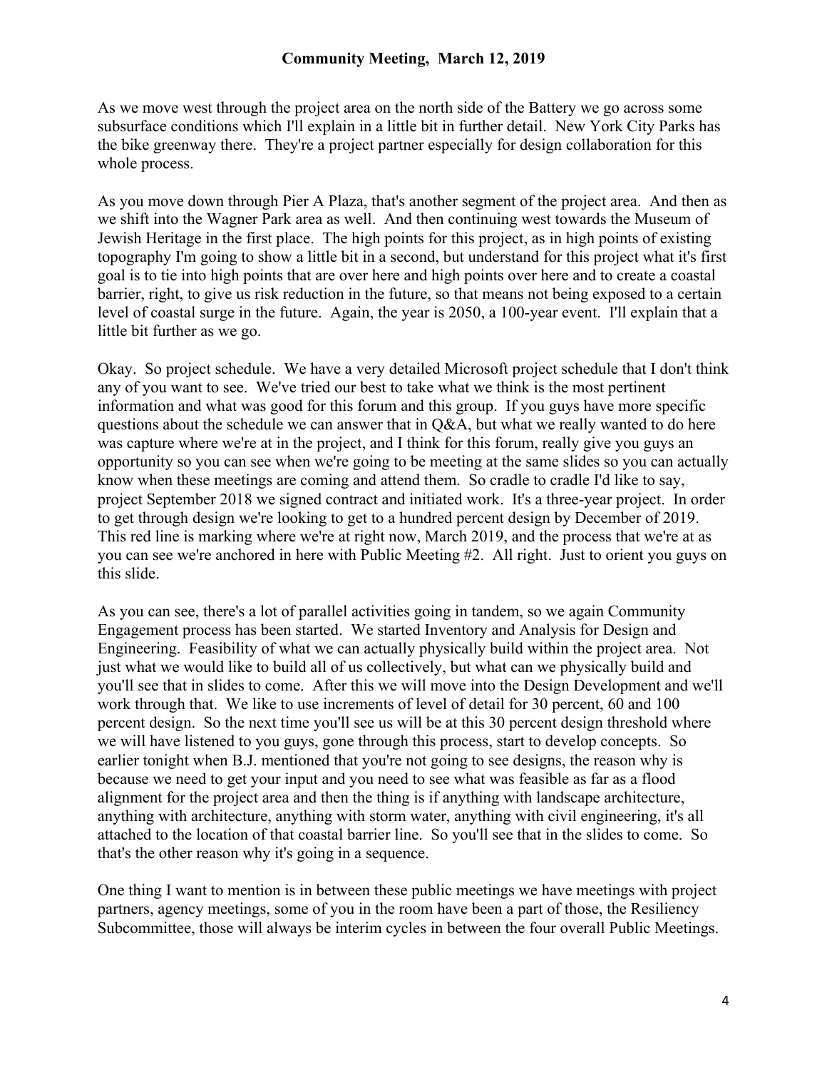As we move west through the project area on the north side of the Battery we go across some subsurface conditions which I'll explain in a little bit in further detail. New York City Parks has the bike greenway there. They're a project partner especially for design collaboration for this whole process.

As you move down through Pier A Plaza, that's another segment of the project area. And then as we shift into the Wagner Park area as well. And then continuing west towards the Museum of Jewish Heritage in the first place. The high points for this project, as in high points of existing topography I'm going to show a little bit in a second, but understand for this project what it's first goal is to tie into high points that are over here and high points over here and to create a coastal barrier, right, to give us risk reduction in the future, so that means not being exposed to a certain level of coastal surge in the future. Again, the year is 2050, a 100-year event. I'll explain that a little bit further as we go.

Okay. So project schedule. We have a very detailed Microsoft project schedule that I don't think any of you want to see. We've tried our best to take what we think is the most pertinent information and what was good for this forum and this group. If you guys have more specific questions about the schedule we can answer that in Q&A, but what we really wanted to do here was capture where we're at in the project, and I think for this forum, really give you guys an opportunity so you can see when we're going to be meeting at the same slides so you can actually know when these meetings are coming and attend them. So cradle to cradle I'd like to say, project September 2018 we signed contract and initiated work. It's a three-year project. In order to get through design we're looking to get to a hundred percent design by December of 2019. This red line is marking where we're at right now, March 2019, and the process that we're at as you can see we're anchored in here with Public Meeting #2. All right. Just to orient you guys on this slide.

As you can see, there's a lot of parallel activities going in tandem, so we again Community Engagement process has been started. We started Inventory and Analysis for Design and Engineering. Feasibility of what we can actually physically build within the project area. Not just what we would like to build all of us collectively, but what can we physically build and you'll see that in slides to come. After this we will move into the Design Development and we'll work through that. We like to use increments of level of detail for 30 percent, 60 and 100 percent design. So the next time you'll see us will be at this 30 percent design threshold where we will have listened to you guys, gone through this process, start to develop concepts. So earlier tonight when B.J. mentioned that you're not going to see designs, the reason why is because we need to get your input and you need to see what was feasible as far as a flood alignment for the project area and then the thing is if anything with landscape architecture, anything with architecture, anything with storm water, anything with civil engineering, it's all attached to the location of that coastal barrier line. So you'll see that in the slides to come. So that's the other reason why it's going in a sequence.

One thing I want to mention is in between these public meetings we have meetings with project partners, agency meetings, some of you in the room have been a part of those, the Resiliency Subcommittee, those will always be interim cycles in between the four overall Public Meetings.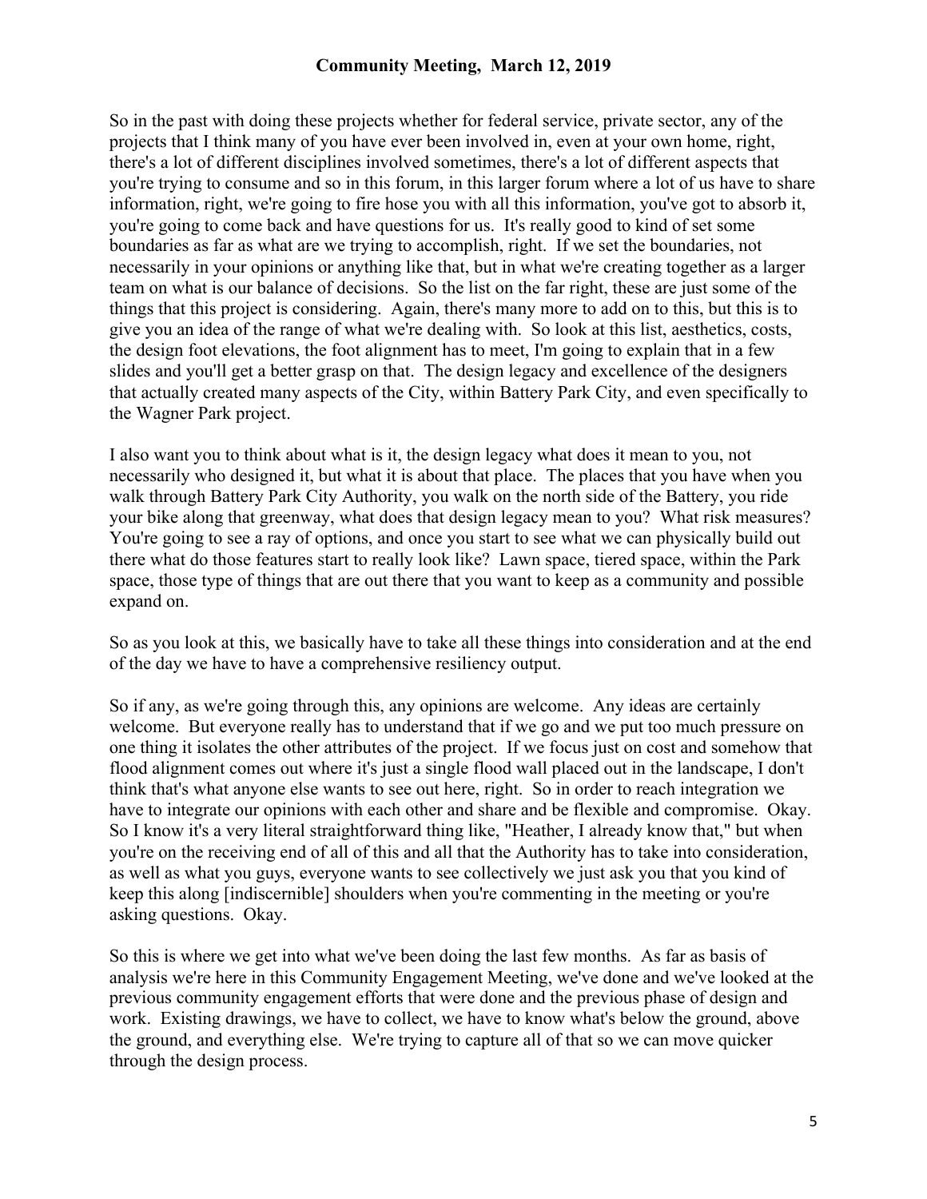So in the past with doing these projects whether for federal service, private sector, any of the projects that I think many of you have ever been involved in, even at your own home, right, there's a lot of different disciplines involved sometimes, there's a lot of different aspects that you're trying to consume and so in this forum, in this larger forum where a lot of us have to share information, right, we're going to fire hose you with all this information, you've got to absorb it, you're going to come back and have questions for us. It's really good to kind of set some boundaries as far as what are we trying to accomplish, right. If we set the boundaries, not necessarily in your opinions or anything like that, but in what we're creating together as a larger team on what is our balance of decisions. So the list on the far right, these are just some of the things that this project is considering. Again, there's many more to add on to this, but this is to give you an idea of the range of what we're dealing with. So look at this list, aesthetics, costs, the design foot elevations, the foot alignment has to meet, I'm going to explain that in a few slides and you'll get a better grasp on that. The design legacy and excellence of the designers that actually created many aspects of the City, within Battery Park City, and even specifically to the Wagner Park project.

I also want you to think about what is it, the design legacy what does it mean to you, not necessarily who designed it, but what it is about that place. The places that you have when you walk through Battery Park City Authority, you walk on the north side of the Battery, you ride your bike along that greenway, what does that design legacy mean to you? What risk measures? You're going to see a ray of options, and once you start to see what we can physically build out there what do those features start to really look like? Lawn space, tiered space, within the Park space, those type of things that are out there that you want to keep as a community and possible expand on.

So as you look at this, we basically have to take all these things into consideration and at the end of the day we have to have a comprehensive resiliency output.

So if any, as we're going through this, any opinions are welcome. Any ideas are certainly welcome. But everyone really has to understand that if we go and we put too much pressure on one thing it isolates the other attributes of the project. If we focus just on cost and somehow that flood alignment comes out where it's just a single flood wall placed out in the landscape, I don't think that's what anyone else wants to see out here, right. So in order to reach integration we have to integrate our opinions with each other and share and be flexible and compromise. Okay. So I know it's a very literal straightforward thing like, "Heather, I already know that," but when you're on the receiving end of all of this and all that the Authority has to take into consideration, as well as what you guys, everyone wants to see collectively we just ask you that you kind of keep this along [indiscernible] shoulders when you're commenting in the meeting or you're asking questions. Okay.

So this is where we get into what we've been doing the last few months. As far as basis of analysis we're here in this Community Engagement Meeting, we've done and we've looked at the previous community engagement efforts that were done and the previous phase of design and work. Existing drawings, we have to collect, we have to know what's below the ground, above the ground, and everything else. We're trying to capture all of that so we can move quicker through the design process.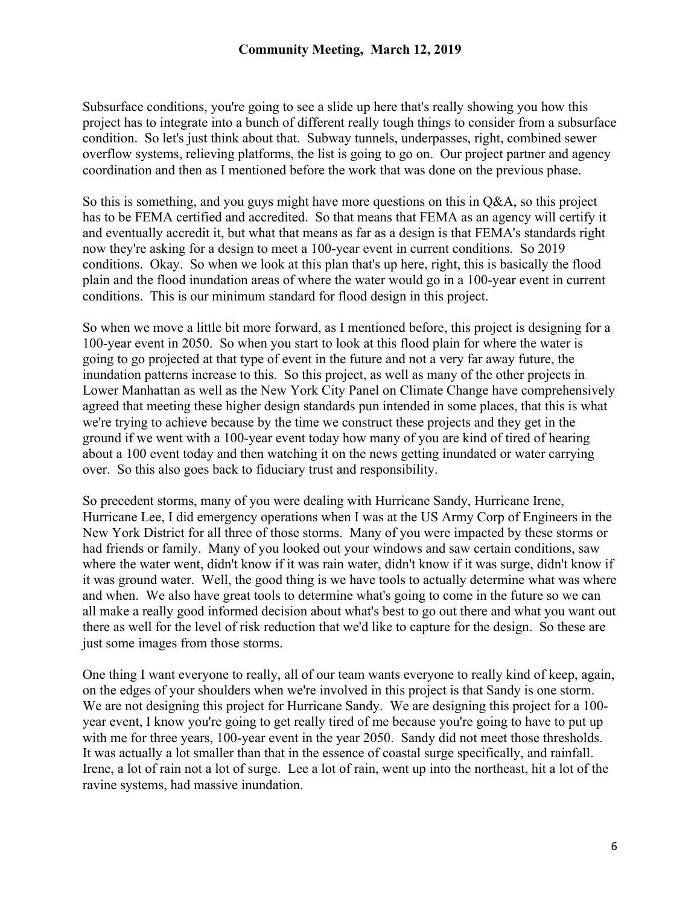Subsurface conditions, you're going to see a slide up here that's really showing you how this project has to integrate into a bunch of different really tough things to consider from a subsurface condition. So let's just think about that. Subway tunnels, underpasses, right, combined sewer overflow systems, relieving platforms, the list is going to go on. Our project partner and agency coordination and then as I mentioned before the work that was done on the previous phase.

So this is something, and you guys might have more questions on this in Q&A, so this project has to be FEMA certified and accredited. So that means that FEMA as an agency will certify it and eventually accredit it, but what that means as far as a design is that FEMA's standards right now they're asking for a design to meet a 100-year event in current conditions. So 2019 conditions. Okay. So when we look at this plan that's up here, right, this is basically the flood plain and the flood inundation areas of where the water would go in a 100-year event in current conditions. This is our minimum standard for flood design in this project.

So when we move a little bit more forward, as I mentioned before, this project is designing for a 100-year event in 2050. So when you start to look at this flood plain for where the water is going to go projected at that type of event in the future and not a very far away future, the inundation patterns increase to this. So this project, as well as many of the other projects in Lower Manhattan as well as the New York City Panel on Climate Change have comprehensively agreed that meeting these higher design standards pun intended in some places, that this is what we're trying to achieve because by the time we construct these projects and they get in the ground if we went with a 100-year event today how many of you are kind of tired of hearing about a 100 event today and then watching it on the news getting inundated or water carrying over. So this also goes back to fiduciary trust and responsibility.

So precedent storms, many of you were dealing with Hurricane Sandy, Hurricane Irene, Hurricane Lee, I did emergency operations when I was at the US Army Corp of Engineers in the New York District for all three of those storms. Many of you were impacted by these storms or had friends or family. Many of you looked out your windows and saw certain conditions, saw where the water went, didn't know if it was rain water, didn't know if it was surge, didn't know if it was ground water. Well, the good thing is we have tools to actually determine what was where and when. We also have great tools to determine what's going to come in the future so we can all make a really good informed decision about what's best to go out there and what you want out there as well for the level of risk reduction that we'd like to capture for the design. So these are just some images from those storms.

One thing I want everyone to really, all of our team wants everyone to really kind of keep, again, on the edges of your shoulders when we're involved in this project is that Sandy is one storm. We are not designing this project for Hurricane Sandy. We are designing this project for a 100-year event, I know you're going to get really tired of me because you're going to have to put up with me for three years, 100-year event in the year 2050. Sandy did not meet those thresholds. It was actually a lot smaller than that in the essence of coastal surge specifically, and rainfall. Irene, a lot of rain not a lot of surge. Lee a lot of rain, went up into the northeast, hit a lot of the ravine systems, had massive inundation.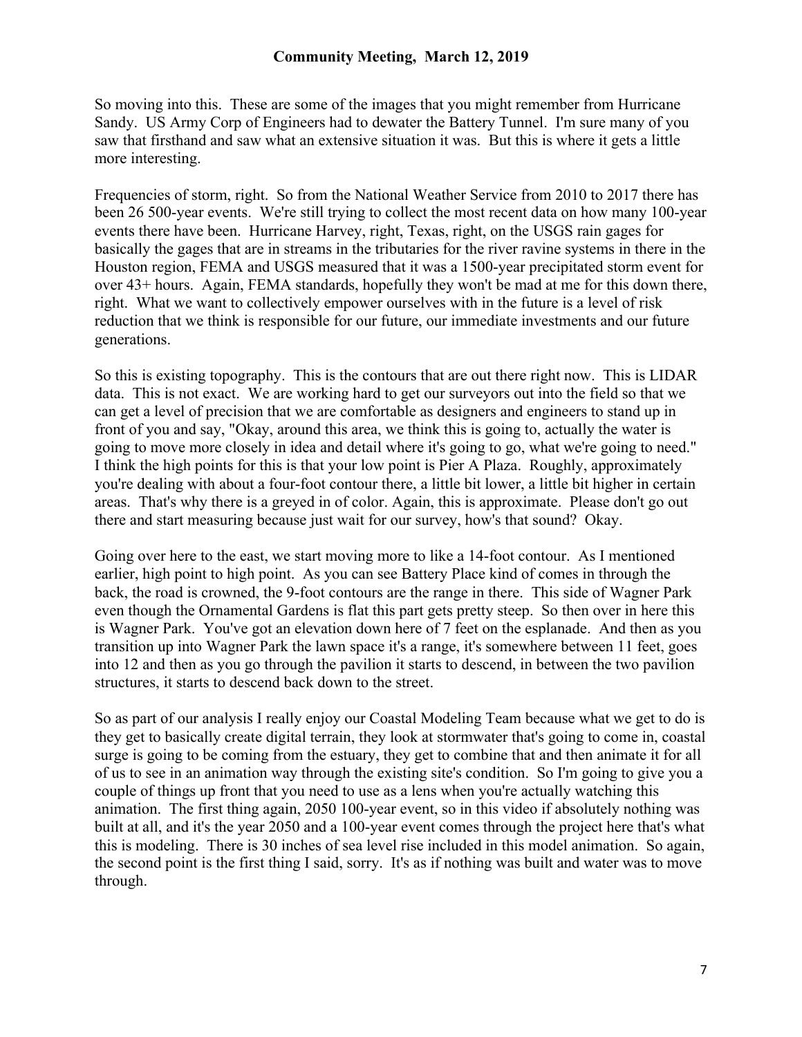So moving into this. These are some of the images that you might remember from Hurricane Sandy. US Army Corp of Engineers had to dewater the Battery Tunnel. I'm sure many of you saw that firsthand and saw what an extensive situation it was. But this is where it gets a little more interesting.

Frequencies of storm, right. So from the National Weather Service from 2010 to 2017 there has been 26 500-year events. We're still trying to collect the most recent data on how many 100-year events there have been. Hurricane Harvey, right, Texas, right, on the USGS rain gages for basically the gages that are in streams in the tributaries for the river ravine systems in there in the Houston region, FEMA and USGS measured that it was a 1500-year precipitated storm event for over 43+ hours. Again, FEMA standards, hopefully they won't be mad at me for this down there, right. What we want to collectively empower ourselves with in the future is a level of risk reduction that we think is responsible for our future, our immediate investments and our future generations.

So this is existing topography. This is the contours that are out there right now. This is LIDAR data. This is not exact. We are working hard to get our surveyors out into the field so that we can get a level of precision that we are comfortable as designers and engineers to stand up in front of you and say, "Okay, around this area, we think this is going to, actually the water is going to move more closely in idea and detail where it's going to go, what we're going to need." I think the high points for this is that your low point is Pier A Plaza. Roughly, approximately you're dealing with about a four-foot contour there, a little bit lower, a little bit higher in certain areas. That's why there is a greyed in of color. Again, this is approximate. Please don't go out there and start measuring because just wait for our survey, how's that sound? Okay.

Going over here to the east, we start moving more to like a 14-foot contour. As I mentioned earlier, high point to high point. As you can see Battery Place kind of comes in through the back, the road is crowned, the 9-foot contours are the range in there. This side of Wagner Park even though the Ornamental Gardens is flat this part gets pretty steep. So then over in here this is Wagner Park. You've got an elevation down here of 7 feet on the esplanade. And then as you transition up into Wagner Park the lawn space it's a range, it's somewhere between 11 feet, goes into 12 and then as you go through the pavilion it starts to descend, in between the two pavilion structures, it starts to descend back down to the street.

So as part of our analysis I really enjoy our Coastal Modeling Team because what we get to do is they get to basically create digital terrain, they look at stormwater that's going to come in, coastal surge is going to be coming from the estuary, they get to combine that and then animate it for all of us to see in an animation way through the existing site's condition. So I'm going to give you a couple of things up front that you need to use as a lens when you're actually watching this animation. The first thing again, 2050 100-year event, so in this video if absolutely nothing was built at all, and it's the year 2050 and a 100-year event comes through the project here that's what this is modeling. There is 30 inches of sea level rise included in this model animation. So again, the second point is the first thing I said, sorry. It's as if nothing was built and water was to move through.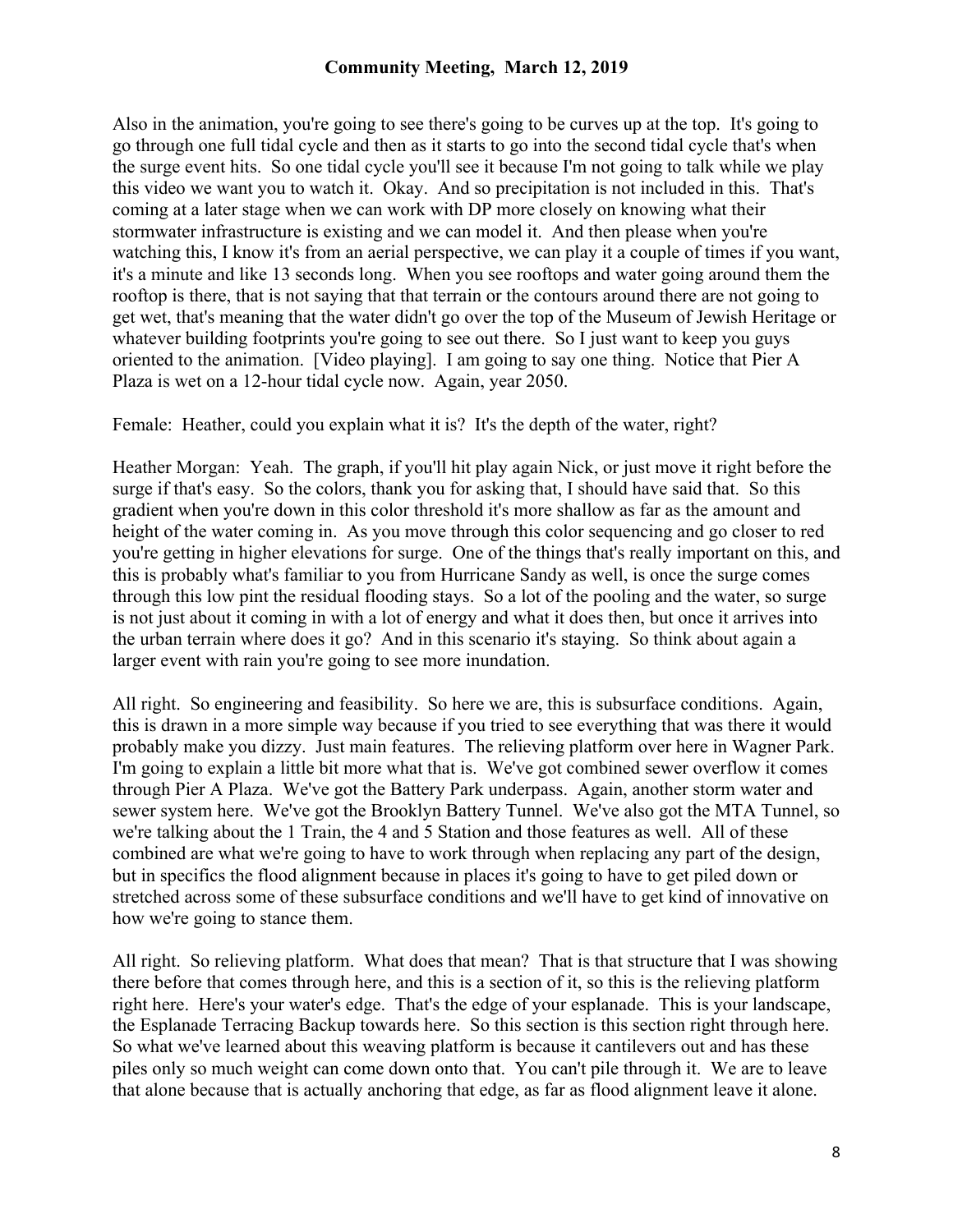Also in the animation, you're going to see there's going to be curves up at the top. It's going to go through one full tidal cycle and then as it starts to go into the second tidal cycle that's when the surge event hits. So one tidal cycle you'll see it because I'm not going to talk while we play this video we want you to watch it. Okay. And so precipitation is not included in this. That's coming at a later stage when we can work with DP more closely on knowing what their stormwater infrastructure is existing and we can model it. And then please when you're watching this, I know it's from an aerial perspective, we can play it a couple of times if you want, it's a minute and like 13 seconds long. When you see rooftops and water going around them the rooftop is there, that is not saying that that terrain or the contours around there are not going to get wet, that's meaning that the water didn't go over the top of the Museum of Jewish Heritage or whatever building footprints you're going to see out there. So I just want to keep you guys oriented to the animation. [Video playing]. I am going to say one thing. Notice that Pier A Plaza is wet on a 12-hour tidal cycle now. Again, year 2050.

Female: Heather, could you explain what it is? It's the depth of the water, right?

Heather Morgan: Yeah. The graph, if you'll hit play again Nick, or just move it right before the surge if that's easy. So the colors, thank you for asking that, I should have said that. So this gradient when you're down in this color threshold it's more shallow as far as the amount and height of the water coming in. As you move through this color sequencing and go closer to red you're getting in higher elevations for surge. One of the things that's really important on this, and this is probably what's familiar to you from Hurricane Sandy as well, is once the surge comes through this low pint the residual flooding stays. So a lot of the pooling and the water, so surge is not just about it coming in with a lot of energy and what it does then, but once it arrives into the urban terrain where does it go? And in this scenario it's staying. So think about again a larger event with rain you're going to see more inundation.

All right. So engineering and feasibility. So here we are, this is subsurface conditions. Again, this is drawn in a more simple way because if you tried to see everything that was there it would probably make you dizzy. Just main features. The relieving platform over here in Wagner Park. I'm going to explain a little bit more what that is. We've got combined sewer overflow it comes through Pier A Plaza. We've got the Battery Park underpass. Again, another storm water and sewer system here. We've got the Brooklyn Battery Tunnel. We've also got the MTA Tunnel, so we're talking about the 1 Train, the 4 and 5 Station and those features as well. All of these combined are what we're going to have to work through when replacing any part of the design, but in specifics the flood alignment because in places it's going to have to get piled down or stretched across some of these subsurface conditions and we'll have to get kind of innovative on how we're going to stance them.

All right. So relieving platform. What does that mean? That is that structure that I was showing there before that comes through here, and this is a section of it, so this is the relieving platform right here. Here's your water's edge. That's the edge of your esplanade. This is your landscape, the Esplanade Terracing Backup towards here. So this section is this section right through here. So what we've learned about this weaving platform is because it cantilevers out and has these piles only so much weight can come down onto that. You can't pile through it. We are to leave that alone because that is actually anchoring that edge, as far as flood alignment leave it alone.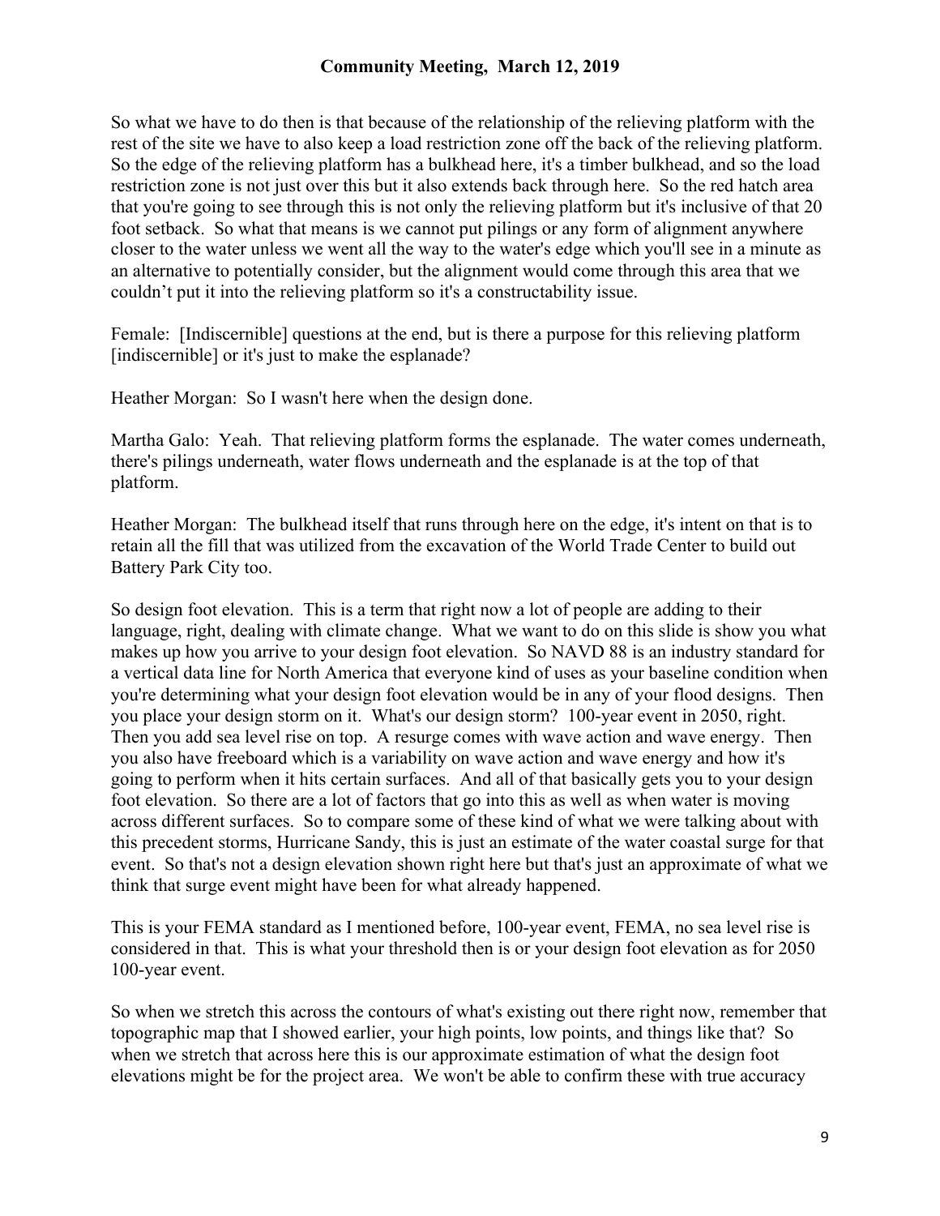So what we have to do then is that because of the relationship of the relieving platform with the rest of the site we have to also keep a load restriction zone off the back of the relieving platform. So the edge of the relieving platform has a bulkhead here, it's a timber bulkhead, and so the load restriction zone is not just over this but it also extends back through here. So the red hatch area that you're going to see through this is not only the relieving platform but it's inclusive of that 20 foot setback. So what that means is we cannot put pilings or any form of alignment anywhere closer to the water unless we went all the way to the water's edge which you'll see in a minute as an alternative to potentially consider, but the alignment would come through this area that we couldn't put it into the relieving platform so it's a constructability issue.

Female: [Indiscernible] questions at the end, but is there a purpose for this relieving platform [indiscernible] or it's just to make the esplanade?

Heather Morgan: So I wasn't here when the design done.

Martha Galo: Yeah. That relieving platform forms the esplanade. The water comes underneath, there's pilings underneath, water flows underneath and the esplanade is at the top of that platform.

Heather Morgan: The bulkhead itself that runs through here on the edge, it's intent on that is to retain all the fill that was utilized from the excavation of the World Trade Center to build out Battery Park City too.

So design foot elevation. This is a term that right now a lot of people are adding to their language, right, dealing with climate change. What we want to do on this slide is show you what makes up how you arrive to your design foot elevation. So NAVD 88 is an industry standard for a vertical data line for North America that everyone kind of uses as your baseline condition when you're determining what your design foot elevation would be in any of your flood designs. Then you place your design storm on it. What's our design storm? 100-year event in 2050, right. Then you add sea level rise on top. A resurge comes with wave action and wave energy. Then you also have freeboard which is a variability on wave action and wave energy and how it's going to perform when it hits certain surfaces. And all of that basically gets you to your design foot elevation. So there are a lot of factors that go into this as well as when water is moving across different surfaces. So to compare some of these kind of what we were talking about with this precedent storms, Hurricane Sandy, this is just an estimate of the water coastal surge for that event. So that's not a design elevation shown right here but that's just an approximate of what we think that surge event might have been for what already happened.

This is your FEMA standard as I mentioned before, 100-year event, FEMA, no sea level rise is considered in that. This is what your threshold then is or your design foot elevation as for 2050 100-year event.

So when we stretch this across the contours of what's existing out there right now, remember that topographic map that I showed earlier, your high points, low points, and things like that? So when we stretch that across here this is our approximate estimation of what the design foot elevations might be for the project area. We won't be able to confirm these with true accuracy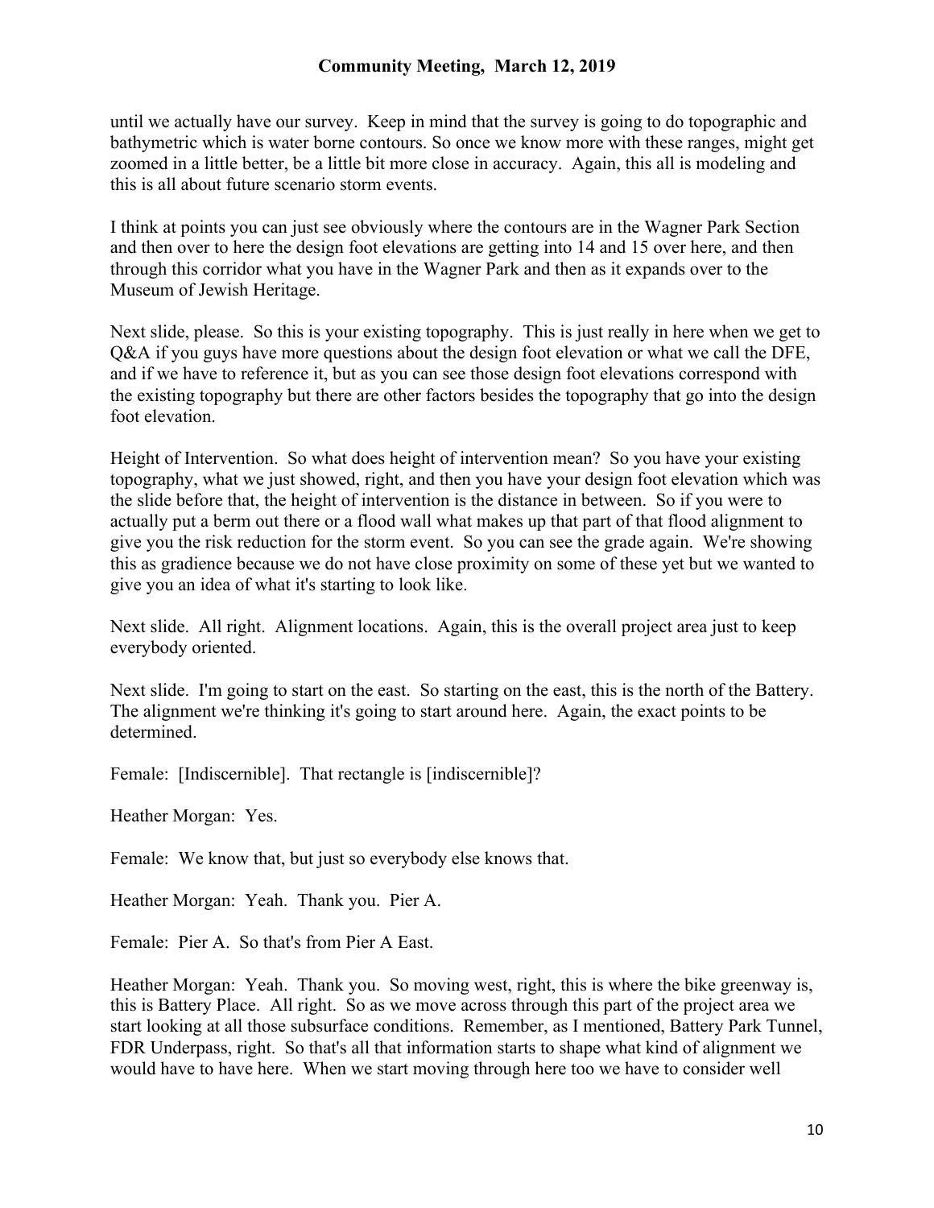until we actually have our survey. Keep in mind that the survey is going to do topographic and bathymetric which is water borne contours. So once we know more with these ranges, might get zoomed in a little better, be a little bit more close in accuracy. Again, this all is modeling and this is all about future scenario storm events.

I think at points you can just see obviously where the contours are in the Wagner Park Section and then over to here the design foot elevations are getting into 14 and 15 over here, and then through this corridor what you have in the Wagner Park and then as it expands over to the Museum of Jewish Heritage.

Next slide, please. So this is your existing topography. This is just really in here when we get to Q&A if you guys have more questions about the design foot elevation or what we call the DFE, and if we have to reference it, but as you can see those design foot elevations correspond with the existing topography but there are other factors besides the topography that go into the design foot elevation.

Height of Intervention. So what does height of intervention mean? So you have your existing topography, what we just showed, right, and then you have your design foot elevation which was the slide before that, the height of intervention is the distance in between. So if you were to actually put a berm out there or a flood wall what makes up that part of that flood alignment to give you the risk reduction for the storm event. So you can see the grade again. We're showing this as gradience because we do not have close proximity on some of these yet but we wanted to give you an idea of what it's starting to look like.

Next slide. All right. Alignment locations. Again, this is the overall project area just to keep everybody oriented.

Next slide. I'm going to start on the east. So starting on the east, this is the north of the Battery. The alignment we're thinking it's going to start around here. Again, the exact points to be determined.

Female: [Indiscernible]. That rectangle is [indiscernible]?

Heather Morgan: Yes.

Female: We know that, but just so everybody else knows that.

Heather Morgan: Yeah. Thank you. Pier A.

Female: Pier A. So that's from Pier A East.

Heather Morgan: Yeah. Thank you. So moving west, right, this is where the bike greenway is, this is Battery Place. All right. So as we move across through this part of the project area we start looking at all those subsurface conditions. Remember, as I mentioned, Battery Park Tunnel, FDR Underpass, right. So that's all that information starts to shape what kind of alignment we would have to have here. When we start moving through here too we have to consider well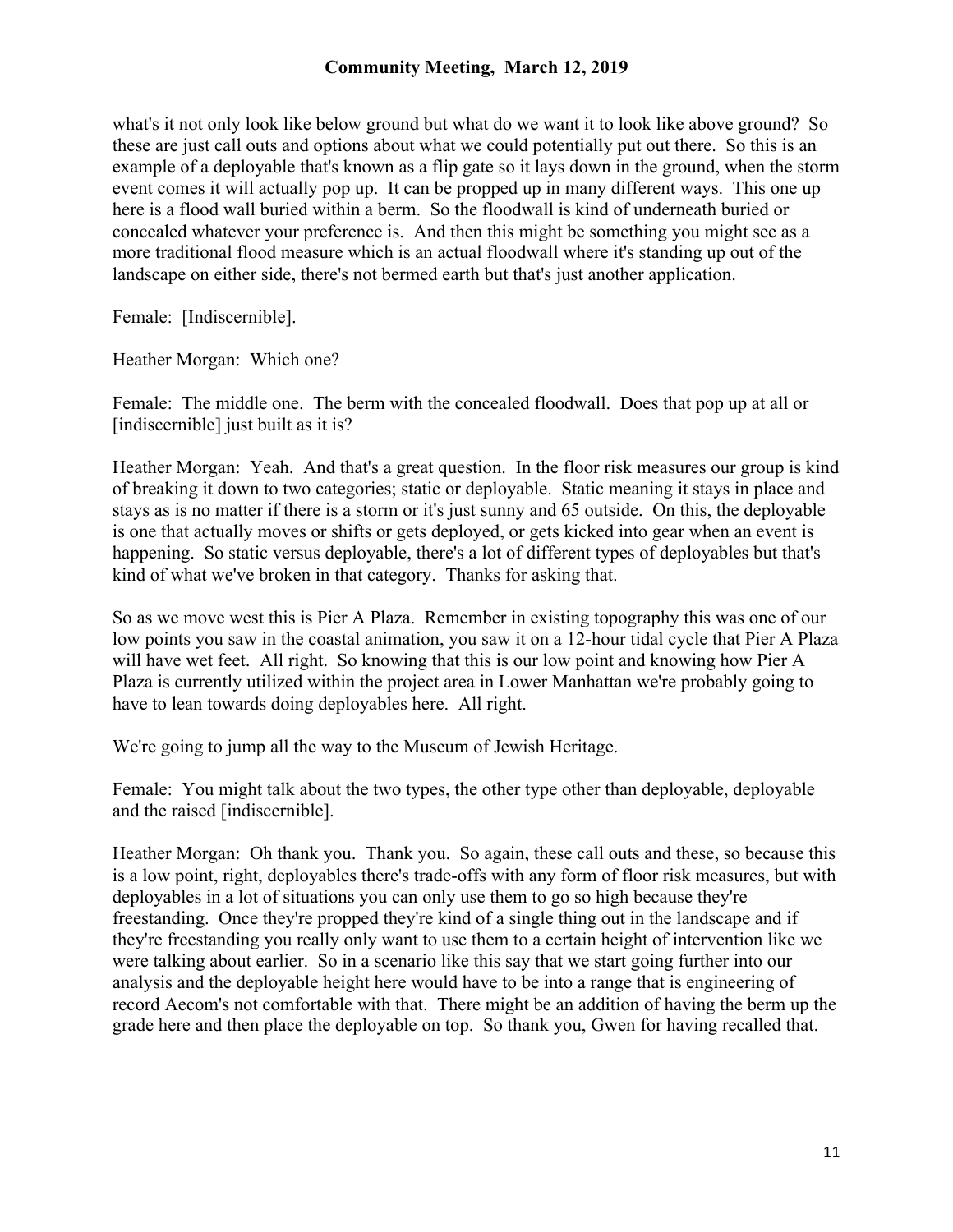what's it not only look like below ground but what do we want it to look like above ground? So these are just call outs and options about what we could potentially put out there. So this is an example of a deployable that's known as a flip gate so it lays down in the ground, when the storm event comes it will actually pop up. It can be propped up in many different ways. This one up here is a flood wall buried within a berm. So the floodwall is kind of underneath buried or concealed whatever your preference is. And then this might be something you might see as a more traditional flood measure which is an actual floodwall where it's standing up out of the landscape on either side, there's not bermed earth but that's just another application.

Female: [Indiscernible].

Heather Morgan: Which one?

Female: The middle one. The berm with the concealed floodwall. Does that pop up at all or [indiscernible] just built as it is?

Heather Morgan: Yeah. And that's a great question. In the floor risk measures our group is kind of breaking it down to two categories; static or deployable. Static meaning it stays in place and stays as is no matter if there is a storm or it's just sunny and 65 outside. On this, the deployable is one that actually moves or shifts or gets deployed, or gets kicked into gear when an event is happening. So static versus deployable, there's a lot of different types of deployables but that's kind of what we've broken in that category. Thanks for asking that.

So as we move west this is Pier A Plaza. Remember in existing topography this was one of our low points you saw in the coastal animation, you saw it on a 12-hour tidal cycle that Pier A Plaza will have wet feet. All right. So knowing that this is our low point and knowing how Pier A Plaza is currently utilized within the project area in Lower Manhattan we're probably going to have to lean towards doing deployables here. All right.

We're going to jump all the way to the Museum of Jewish Heritage.

Female: You might talk about the two types, the other type other than deployable, deployable and the raised [indiscernible].

Heather Morgan: Oh thank you. Thank you. So again, these call outs and these, so because this is a low point, right, deployables there's trade-offs with any form of floor risk measures, but with deployables in a lot of situations you can only use them to go so high because they're freestanding. Once they're propped they're kind of a single thing out in the landscape and if they're freestanding you really only want to use them to a certain height of intervention like we were talking about earlier. So in a scenario like this say that we start going further into our analysis and the deployable height here would have to be into a range that is engineering of record Aecom's not comfortable with that. There might be an addition of having the berm up the grade here and then place the deployable on top. So thank you, Gwen for having recalled that.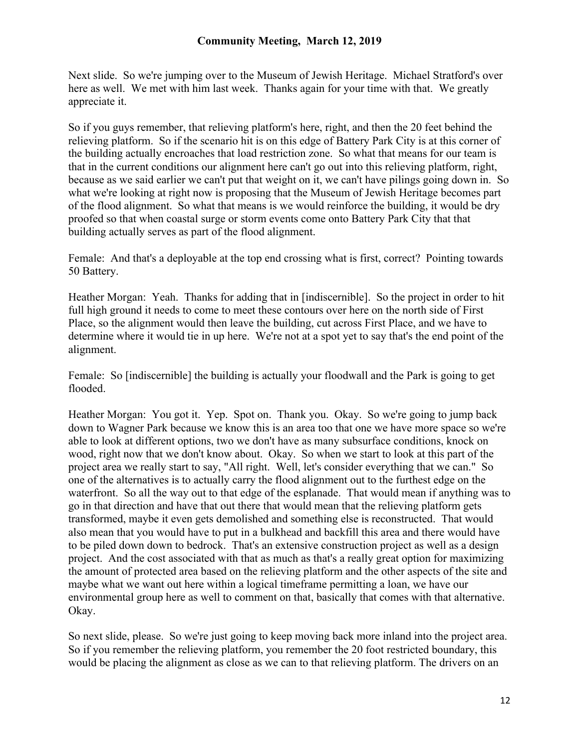Next slide. So we're jumping over to the Museum of Jewish Heritage. Michael Stratford's over here as well. We met with him last week. Thanks again for your time with that. We greatly appreciate it.

So if you guys remember, that relieving platform's here, right, and then the 20 feet behind the relieving platform. So if the scenario hit is on this edge of Battery Park City is at this corner of the building actually encroaches that load restriction zone. So what that means for our team is that in the current conditions our alignment here can't go out into this relieving platform, right, because as we said earlier we can't put that weight on it, we can't have pilings going down in. So what we're looking at right now is proposing that the Museum of Jewish Heritage becomes part of the flood alignment. So what that means is we would reinforce the building, it would be dry proofed so that when coastal surge or storm events come onto Battery Park City that that building actually serves as part of the flood alignment.

Female: And that's a deployable at the top end crossing what is first, correct? Pointing towards 50 Battery.

Heather Morgan: Yeah. Thanks for adding that in [indiscernible]. So the project in order to hit full high ground it needs to come to meet these contours over here on the north side of First Place, so the alignment would then leave the building, cut across First Place, and we have to determine where it would tie in up here. We're not at a spot yet to say that's the end point of the alignment.

Female: So [indiscernible] the building is actually your floodwall and the Park is going to get flooded.

Heather Morgan: You got it. Yep. Spot on. Thank you. Okay. So we're going to jump back down to Wagner Park because we know this is an area too that one we have more space so we're able to look at different options, two we don't have as many subsurface conditions, knock on wood, right now that we don't know about. Okay. So when we start to look at this part of the project area we really start to say, "All right. Well, let's consider everything that we can." So one of the alternatives is to actually carry the flood alignment out to the furthest edge on the waterfront. So all the way out to that edge of the esplanade. That would mean if anything was to go in that direction and have that out there that would mean that the relieving platform gets transformed, maybe it even gets demolished and something else is reconstructed. That would also mean that you would have to put in a bulkhead and backfill this area and there would have to be piled down down to bedrock. That's an extensive construction project as well as a design project. And the cost associated with that as much as that's a really great option for maximizing the amount of protected area based on the relieving platform and the other aspects of the site and maybe what we want out here within a logical timeframe permitting a loan, we have our environmental group here as well to comment on that, basically that comes with that alternative. Okay.

So next slide, please. So we're just going to keep moving back more inland into the project area. So if you remember the relieving platform, you remember the 20 foot restricted boundary, this would be placing the alignment as close as we can to that relieving platform. The drivers on an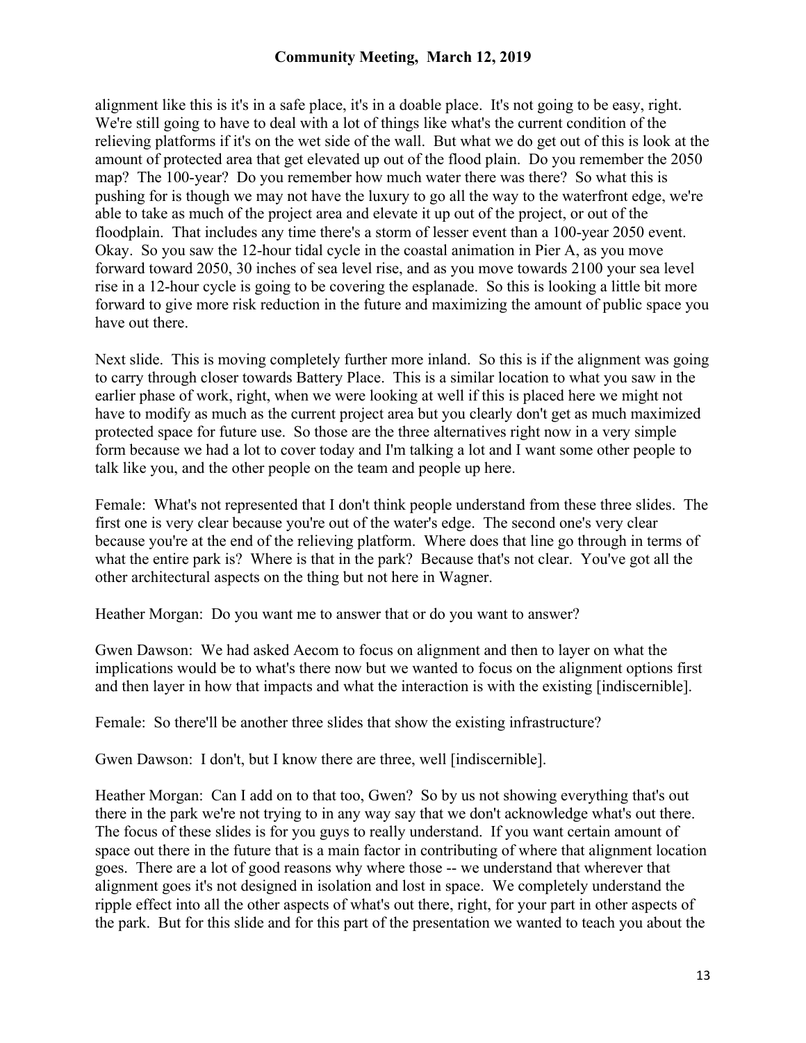alignment like this is it's in a safe place, it's in a doable place. It's not going to be easy, right. We're still going to have to deal with a lot of things like what's the current condition of the relieving platforms if it's on the wet side of the wall. But what we do get out of this is look at the amount of protected area that get elevated up out of the flood plain. Do you remember the 2050 map? The 100-year? Do you remember how much water there was there? So what this is pushing for is though we may not have the luxury to go all the way to the waterfront edge, we're able to take as much of the project area and elevate it up out of the project, or out of the floodplain. That includes any time there's a storm of lesser event than a 100-year 2050 event. Okay. So you saw the 12-hour tidal cycle in the coastal animation in Pier A, as you move forward toward 2050, 30 inches of sea level rise, and as you move towards 2100 your sea level rise in a 12-hour cycle is going to be covering the esplanade. So this is looking a little bit more forward to give more risk reduction in the future and maximizing the amount of public space you have out there.

Next slide. This is moving completely further more inland. So this is if the alignment was going to carry through closer towards Battery Place. This is a similar location to what you saw in the earlier phase of work, right, when we were looking at well if this is placed here we might not have to modify as much as the current project area but you clearly don't get as much maximized protected space for future use. So those are the three alternatives right now in a very simple form because we had a lot to cover today and I'm talking a lot and I want some other people to talk like you, and the other people on the team and people up here.

Female: What's not represented that I don't think people understand from these three slides. The first one is very clear because you're out of the water's edge. The second one's very clear because you're at the end of the relieving platform. Where does that line go through in terms of what the entire park is? Where is that in the park? Because that's not clear. You've got all the other architectural aspects on the thing but not here in Wagner.

Heather Morgan: Do you want me to answer that or do you want to answer?

Gwen Dawson: We had asked Aecom to focus on alignment and then to layer on what the implications would be to what's there now but we wanted to focus on the alignment options first and then layer in how that impacts and what the interaction is with the existing [indiscernible].

Female: So there'll be another three slides that show the existing infrastructure?

Gwen Dawson: I don't, but I know there are three, well [indiscernible].

Heather Morgan: Can I add on to that too, Gwen? So by us not showing everything that's out there in the park we're not trying to in any way say that we don't acknowledge what's out there. The focus of these slides is for you guys to really understand. If you want certain amount of space out there in the future that is a main factor in contributing of where that alignment location goes. There are a lot of good reasons why where those -- we understand that wherever that alignment goes it's not designed in isolation and lost in space. We completely understand the ripple effect into all the other aspects of what's out there, right, for your part in other aspects of the park. But for this slide and for this part of the presentation we wanted to teach you about the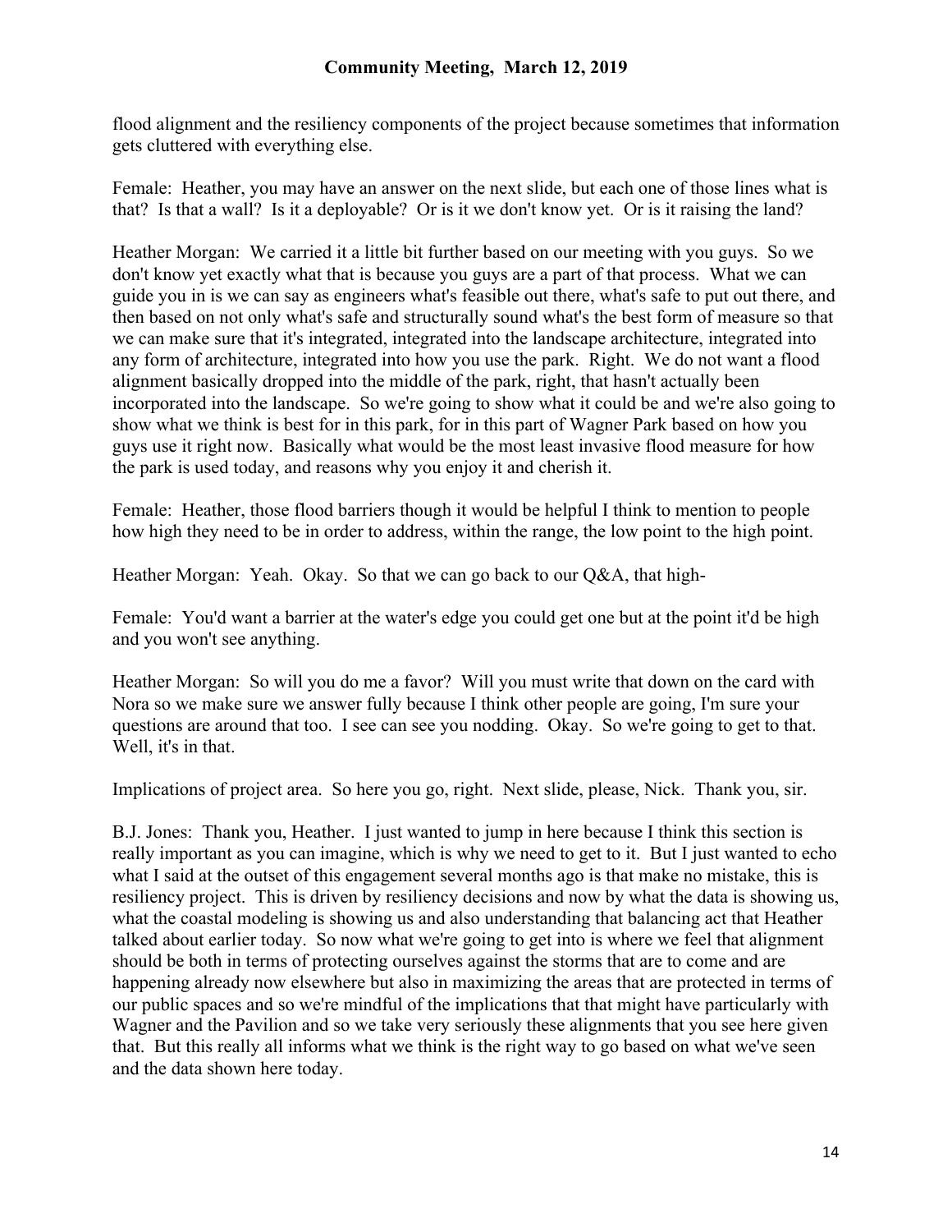flood alignment and the resiliency components of the project because sometimes that information gets cluttered with everything else.

Female: Heather, you may have an answer on the next slide, but each one of those lines what is that? Is that a wall? Is it a deployable? Or is it we don't know yet. Or is it raising the land?

Heather Morgan: We carried it a little bit further based on our meeting with you guys. So we don't know yet exactly what that is because you guys are a part of that process. What we can guide you in is we can say as engineers what's feasible out there, what's safe to put out there, and then based on not only what's safe and structurally sound what's the best form of measure so that we can make sure that it's integrated, integrated into the landscape architecture, integrated into any form of architecture, integrated into how you use the park. Right. We do not want a flood alignment basically dropped into the middle of the park, right, that hasn't actually been incorporated into the landscape. So we're going to show what it could be and we're also going to show what we think is best for in this park, for in this part of Wagner Park based on how you guys use it right now. Basically what would be the most least invasive flood measure for how the park is used today, and reasons why you enjoy it and cherish it.

Female: Heather, those flood barriers though it would be helpful I think to mention to people how high they need to be in order to address, within the range, the low point to the high point.

Heather Morgan: Yeah. Okay. So that we can go back to our Q&A, that high-

Female: You'd want a barrier at the water's edge you could get one but at the point it'd be high and you won't see anything.

Heather Morgan: So will you do me a favor? Will you must write that down on the card with Nora so we make sure we answer fully because I think other people are going, I'm sure your questions are around that too. I see can see you nodding. Okay. So we're going to get to that. Well, it's in that.

Implications of project area. So here you go, right. Next slide, please, Nick. Thank you, sir.

B.J. Jones: Thank you, Heather. I just wanted to jump in here because I think this section is really important as you can imagine, which is why we need to get to it. But I just wanted to echo what I said at the outset of this engagement several months ago is that make no mistake, this is resiliency project. This is driven by resiliency decisions and now by what the data is showing us, what the coastal modeling is showing us and also understanding that balancing act that Heather talked about earlier today. So now what we're going to get into is where we feel that alignment should be both in terms of protecting ourselves against the storms that are to come and are happening already now elsewhere but also in maximizing the areas that are protected in terms of our public spaces and so we're mindful of the implications that that might have particularly with Wagner and the Pavilion and so we take very seriously these alignments that you see here given that. But this really all informs what we think is the right way to go based on what we've seen and the data shown here today.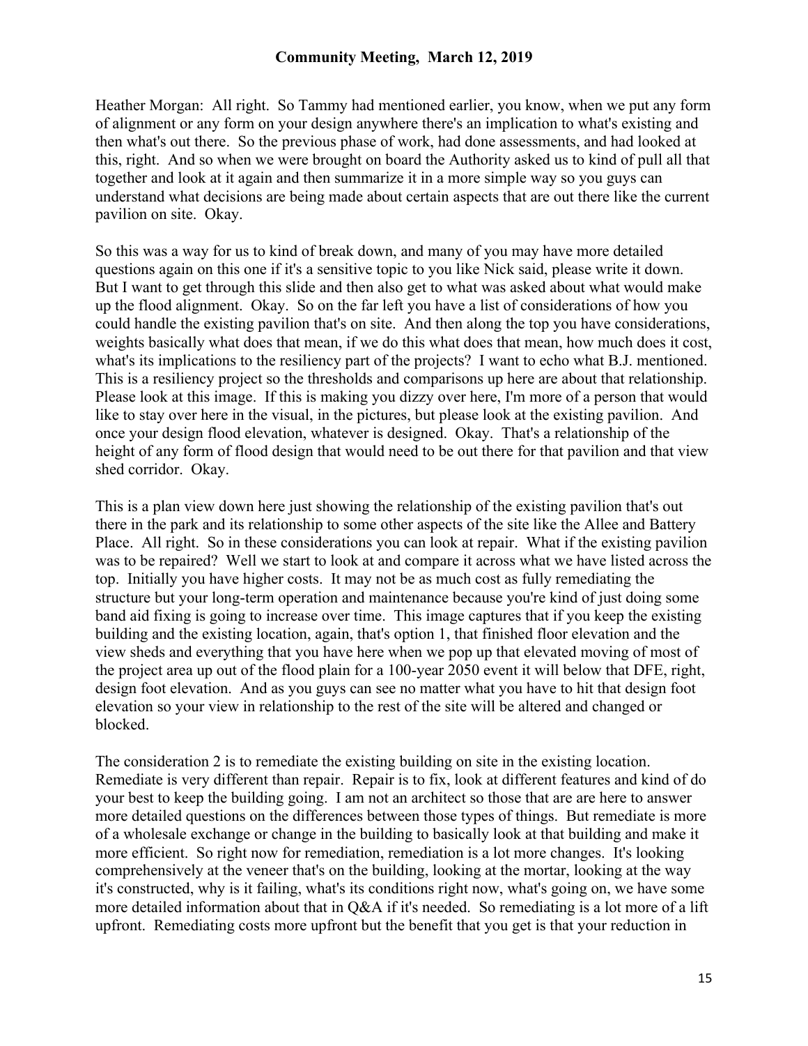Heather Morgan: All right. So Tammy had mentioned earlier, you know, when we put any form of alignment or any form on your design anywhere there's an implication to what's existing and then what's out there. So the previous phase of work, had done assessments, and had looked at this, right. And so when we were brought on board the Authority asked us to kind of pull all that together and look at it again and then summarize it in a more simple way so you guys can understand what decisions are being made about certain aspects that are out there like the current pavilion on site. Okay.

So this was a way for us to kind of break down, and many of you may have more detailed questions again on this one if it's a sensitive topic to you like Nick said, please write it down. But I want to get through this slide and then also get to what was asked about what would make up the flood alignment. Okay. So on the far left you have a list of considerations of how you could handle the existing pavilion that's on site. And then along the top you have considerations, weights basically what does that mean, if we do this what does that mean, how much does it cost, what's its implications to the resiliency part of the projects? I want to echo what B.J. mentioned. This is a resiliency project so the thresholds and comparisons up here are about that relationship. Please look at this image. If this is making you dizzy over here, I'm more of a person that would like to stay over here in the visual, in the pictures, but please look at the existing pavilion. And once your design flood elevation, whatever is designed. Okay. That's a relationship of the height of any form of flood design that would need to be out there for that pavilion and that view shed corridor. Okay.

This is a plan view down here just showing the relationship of the existing pavilion that's out there in the park and its relationship to some other aspects of the site like the Allee and Battery Place. All right. So in these considerations you can look at repair. What if the existing pavilion was to be repaired? Well we start to look at and compare it across what we have listed across the top. Initially you have higher costs. It may not be as much cost as fully remediating the structure but your long-term operation and maintenance because you're kind of just doing some band aid fixing is going to increase over time. This image captures that if you keep the existing building and the existing location, again, that's option 1, that finished floor elevation and the view sheds and everything that you have here when we pop up that elevated moving of most of the project area up out of the flood plain for a 100-year 2050 event it will below that DFE, right, design foot elevation. And as you guys can see no matter what you have to hit that design foot elevation so your view in relationship to the rest of the site will be altered and changed or blocked.

The consideration 2 is to remediate the existing building on site in the existing location. Remediate is very different than repair. Repair is to fix, look at different features and kind of do your best to keep the building going. I am not an architect so those that are are here to answer more detailed questions on the differences between those types of things. But remediate is more of a wholesale exchange or change in the building to basically look at that building and make it more efficient. So right now for remediation, remediation is a lot more changes. It's looking comprehensively at the veneer that's on the building, looking at the mortar, looking at the way it's constructed, why is it failing, what's its conditions right now, what's going on, we have some more detailed information about that in Q&A if it's needed. So remediating is a lot more of a lift upfront. Remediating costs more upfront but the benefit that you get is that your reduction in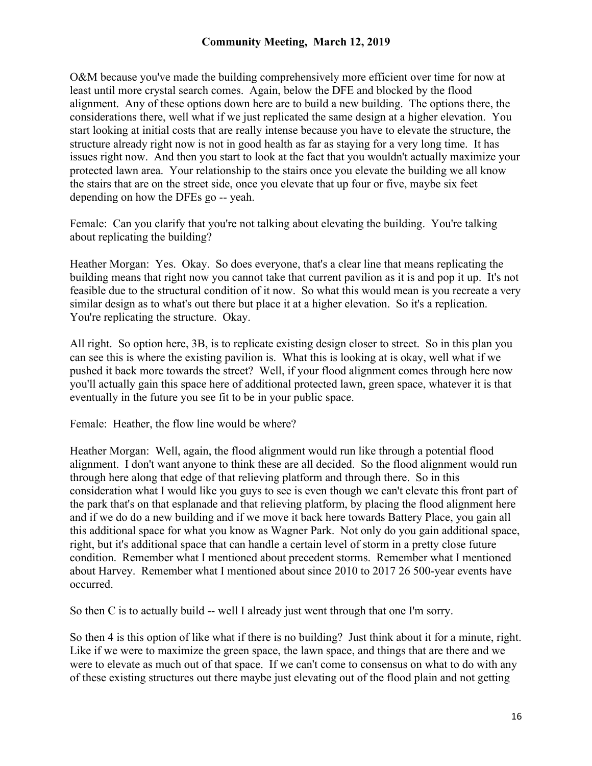O&M because you've made the building comprehensively more efficient over time for now at least until more crystal search comes. Again, below the DFE and blocked by the flood alignment. Any of these options down here are to build a new building. The options there, the considerations there, well what if we just replicated the same design at a higher elevation. You start looking at initial costs that are really intense because you have to elevate the structure, the structure already right now is not in good health as far as staying for a very long time. It has issues right now. And then you start to look at the fact that you wouldn't actually maximize your protected lawn area. Your relationship to the stairs once you elevate the building we all know the stairs that are on the street side, once you elevate that up four or five, maybe six feet depending on how the DFEs go -- yeah.

Female: Can you clarify that you're not talking about elevating the building. You're talking about replicating the building?

Heather Morgan: Yes. Okay. So does everyone, that's a clear line that means replicating the building means that right now you cannot take that current pavilion as it is and pop it up. It's not feasible due to the structural condition of it now. So what this would mean is you recreate a very similar design as to what's out there but place it at a higher elevation. So it's a replication. You're replicating the structure. Okay.

All right. So option here, 3B, is to replicate existing design closer to street. So in this plan you can see this is where the existing pavilion is. What this is looking at is okay, well what if we pushed it back more towards the street? Well, if your flood alignment comes through here now you'll actually gain this space here of additional protected lawn, green space, whatever it is that eventually in the future you see fit to be in your public space.

Female: Heather, the flow line would be where?

Heather Morgan: Well, again, the flood alignment would run like through a potential flood alignment. I don't want anyone to think these are all decided. So the flood alignment would run through here along that edge of that relieving platform and through there. So in this consideration what I would like you guys to see is even though we can't elevate this front part of the park that's on that esplanade and that relieving platform, by placing the flood alignment here and if we do do a new building and if we move it back here towards Battery Place, you gain all this additional space for what you know as Wagner Park. Not only do you gain additional space, right, but it's additional space that can handle a certain level of storm in a pretty close future condition. Remember what I mentioned about precedent storms. Remember what I mentioned about Harvey. Remember what I mentioned about since 2010 to 2017 26 500-year events have occurred.

So then C is to actually build -- well I already just went through that one I'm sorry.

So then 4 is this option of like what if there is no building? Just think about it for a minute, right. Like if we were to maximize the green space, the lawn space, and things that are there and we were to elevate as much out of that space. If we can't come to consensus on what to do with any of these existing structures out there maybe just elevating out of the flood plain and not getting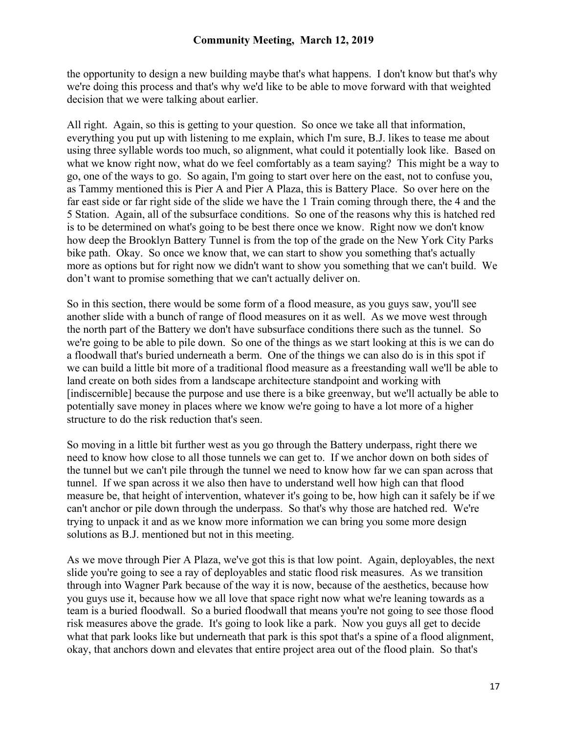the opportunity to design a new building maybe that's what happens. I don't know but that's why we're doing this process and that's why we'd like to be able to move forward with that weighted decision that we were talking about earlier.

All right. Again, so this is getting to your question. So once we take all that information, everything you put up with listening to me explain, which I'm sure, B.J. likes to tease me about using three syllable words too much, so alignment, what could it potentially look like. Based on what we know right now, what do we feel comfortably as a team saying? This might be a way to go, one of the ways to go. So again, I'm going to start over here on the east, not to confuse you, as Tammy mentioned this is Pier A and Pier A Plaza, this is Battery Place. So over here on the far east side or far right side of the slide we have the 1 Train coming through there, the 4 and the 5 Station. Again, all of the subsurface conditions. So one of the reasons why this is hatched red is to be determined on what's going to be best there once we know. Right now we don't know how deep the Brooklyn Battery Tunnel is from the top of the grade on the New York City Parks bike path. Okay. So once we know that, we can start to show you something that's actually more as options but for right now we didn't want to show you something that we can't build. We don't want to promise something that we can't actually deliver on.

So in this section, there would be some form of a flood measure, as you guys saw, you'll see another slide with a bunch of range of flood measures on it as well. As we move west through the north part of the Battery we don't have subsurface conditions there such as the tunnel. So we're going to be able to pile down. So one of the things as we start looking at this is we can do a floodwall that's buried underneath a berm. One of the things we can also do is in this spot if we can build a little bit more of a traditional flood measure as a freestanding wall we'll be able to land create on both sides from a landscape architecture standpoint and working with [indiscernible] because the purpose and use there is a bike greenway, but we'll actually be able to potentially save money in places where we know we're going to have a lot more of a higher structure to do the risk reduction that's seen.

So moving in a little bit further west as you go through the Battery underpass, right there we need to know how close to all those tunnels we can get to. If we anchor down on both sides of the tunnel but we can't pile through the tunnel we need to know how far we can span across that tunnel. If we span across it we also then have to understand well how high can that flood measure be, that height of intervention, whatever it's going to be, how high can it safely be if we can't anchor or pile down through the underpass. So that's why those are hatched red. We're trying to unpack it and as we know more information we can bring you some more design solutions as B.J. mentioned but not in this meeting.

As we move through Pier A Plaza, we've got this is that low point. Again, deployables, the next slide you're going to see a ray of deployables and static flood risk measures. As we transition through into Wagner Park because of the way it is now, because of the aesthetics, because how you guys use it, because how we all love that space right now what we're leaning towards as a team is a buried floodwall. So a buried floodwall that means you're not going to see those flood risk measures above the grade. It's going to look like a park. Now you guys all get to decide what that park looks like but underneath that park is this spot that's a spine of a flood alignment, okay, that anchors down and elevates that entire project area out of the flood plain. So that's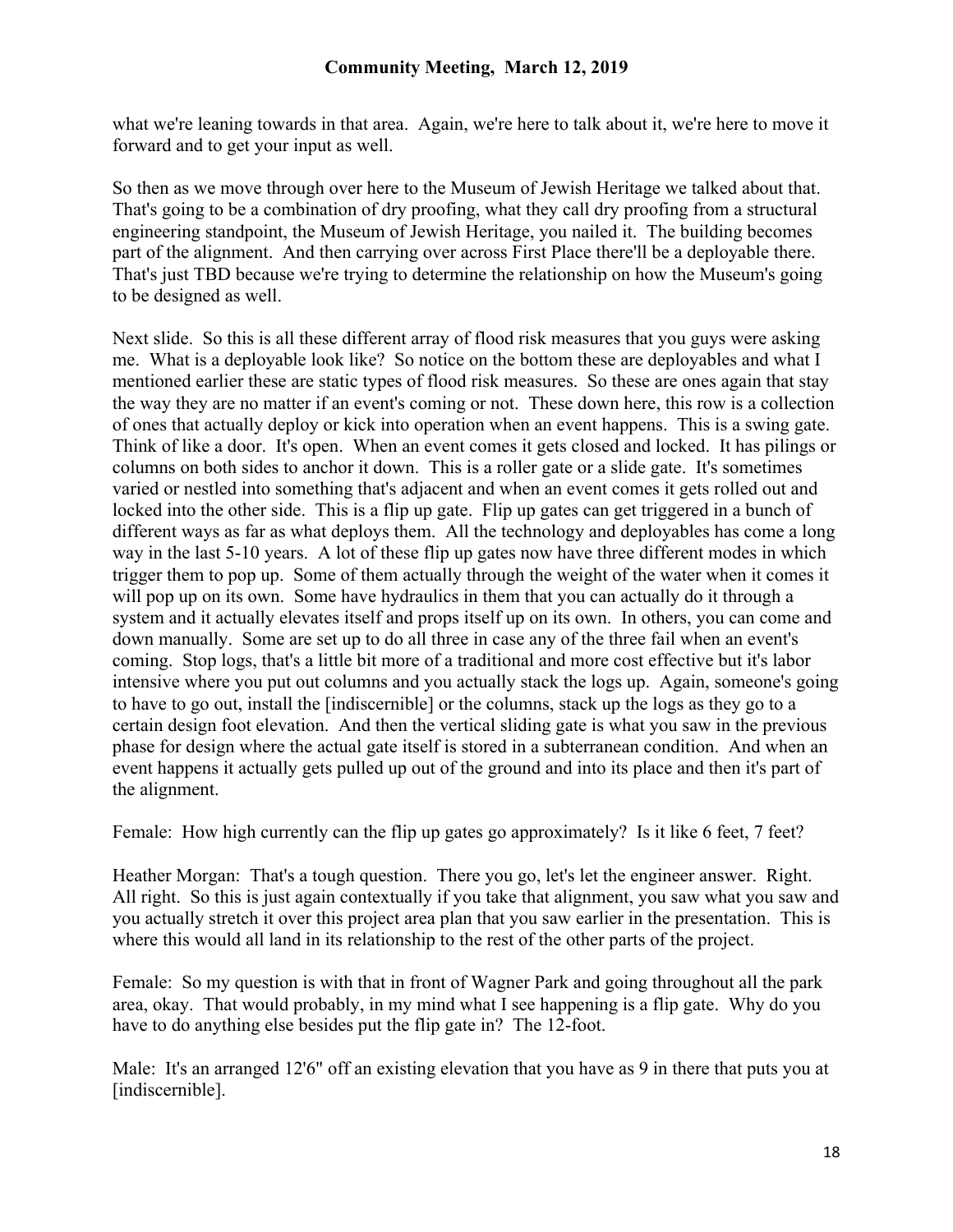what we're leaning towards in that area. Again, we're here to talk about it, we're here to move it forward and to get your input as well.

So then as we move through over here to the Museum of Jewish Heritage we talked about that. That's going to be a combination of dry proofing, what they call dry proofing from a structural engineering standpoint, the Museum of Jewish Heritage, you nailed it. The building becomes part of the alignment. And then carrying over across First Place there'll be a deployable there. That's just TBD because we're trying to determine the relationship on how the Museum's going to be designed as well.

Next slide. So this is all these different array of flood risk measures that you guys were asking me. What is a deployable look like? So notice on the bottom these are deployables and what I mentioned earlier these are static types of flood risk measures. So these are ones again that stay the way they are no matter if an event's coming or not. These down here, this row is a collection of ones that actually deploy or kick into operation when an event happens. This is a swing gate. Think of like a door. It's open. When an event comes it gets closed and locked. It has pilings or columns on both sides to anchor it down. This is a roller gate or a slide gate. It's sometimes varied or nestled into something that's adjacent and when an event comes it gets rolled out and locked into the other side. This is a flip up gate. Flip up gates can get triggered in a bunch of different ways as far as what deploys them. All the technology and deployables has come a long way in the last 5-10 years. A lot of these flip up gates now have three different modes in which trigger them to pop up. Some of them actually through the weight of the water when it comes it will pop up on its own. Some have hydraulics in them that you can actually do it through a system and it actually elevates itself and props itself up on its own. In others, you can come and down manually. Some are set up to do all three in case any of the three fail when an event's coming. Stop logs, that's a little bit more of a traditional and more cost effective but it's labor intensive where you put out columns and you actually stack the logs up. Again, someone's going to have to go out, install the [indiscernible] or the columns, stack up the logs as they go to a certain design foot elevation. And then the vertical sliding gate is what you saw in the previous phase for design where the actual gate itself is stored in a subterranean condition. And when an event happens it actually gets pulled up out of the ground and into its place and then it's part of the alignment.

Female: How high currently can the flip up gates go approximately? Is it like 6 feet, 7 feet?

Heather Morgan: That's a tough question. There you go, let's let the engineer answer. Right. All right. So this is just again contextually if you take that alignment, you saw what you saw and you actually stretch it over this project area plan that you saw earlier in the presentation. This is where this would all land in its relationship to the rest of the other parts of the project.

Female: So my question is with that in front of Wagner Park and going throughout all the park area, okay. That would probably, in my mind what I see happening is a flip gate. Why do you have to do anything else besides put the flip gate in? The 12-foot.

Male: It's an arranged 12'6" off an existing elevation that you have as 9 in there that puts you at [indiscernible].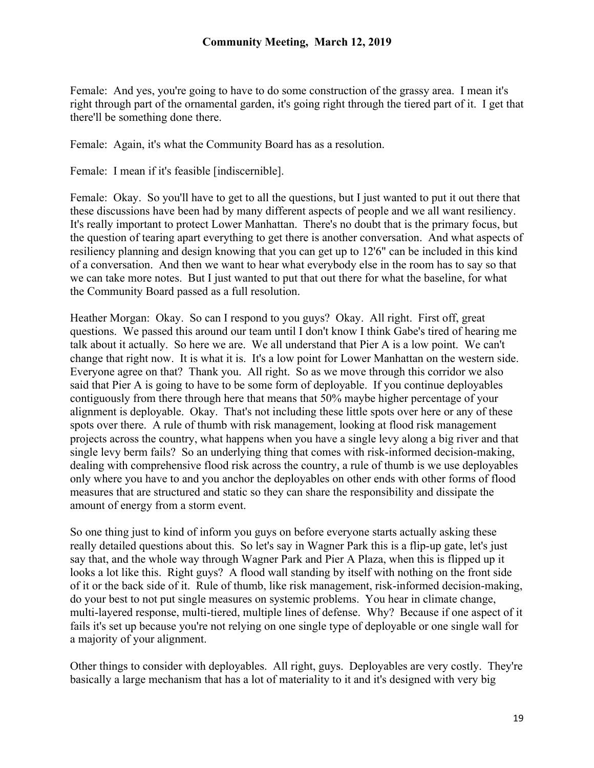Female: And yes, you're going to have to do some construction of the grassy area. I mean it's right through part of the ornamental garden, it's going right through the tiered part of it. I get that there'll be something done there.

Female: Again, it's what the Community Board has as a resolution.

Female: I mean if it's feasible [indiscernible].

Female: Okay. So you'll have to get to all the questions, but I just wanted to put it out there that these discussions have been had by many different aspects of people and we all want resiliency. It's really important to protect Lower Manhattan. There's no doubt that is the primary focus, but the question of tearing apart everything to get there is another conversation. And what aspects of resiliency planning and design knowing that you can get up to 12'6" can be included in this kind of a conversation. And then we want to hear what everybody else in the room has to say so that we can take more notes. But I just wanted to put that out there for what the baseline, for what the Community Board passed as a full resolution.

Heather Morgan: Okay. So can I respond to you guys? Okay. All right. First off, great questions. We passed this around our team until I don't know I think Gabe's tired of hearing me talk about it actually. So here we are. We all understand that Pier A is a low point. We can't change that right now. It is what it is. It's a low point for Lower Manhattan on the western side. Everyone agree on that? Thank you. All right. So as we move through this corridor we also said that Pier A is going to have to be some form of deployable. If you continue deployables contiguously from there through here that means that 50% maybe higher percentage of your alignment is deployable. Okay. That's not including these little spots over here or any of these spots over there. A rule of thumb with risk management, looking at flood risk management projects across the country, what happens when you have a single levy along a big river and that single levy berm fails? So an underlying thing that comes with risk-informed decision-making, dealing with comprehensive flood risk across the country, a rule of thumb is we use deployables only where you have to and you anchor the deployables on other ends with other forms of flood measures that are structured and static so they can share the responsibility and dissipate the amount of energy from a storm event.

So one thing just to kind of inform you guys on before everyone starts actually asking these really detailed questions about this. So let's say in Wagner Park this is a flip-up gate, let's just say that, and the whole way through Wagner Park and Pier A Plaza, when this is flipped up it looks a lot like this. Right guys? A flood wall standing by itself with nothing on the front side of it or the back side of it. Rule of thumb, like risk management, risk-informed decision-making, do your best to not put single measures on systemic problems. You hear in climate change, multi-layered response, multi-tiered, multiple lines of defense. Why? Because if one aspect of it fails it's set up because you're not relying on one single type of deployable or one single wall for a majority of your alignment.

Other things to consider with deployables. All right, guys. Deployables are very costly. They're basically a large mechanism that has a lot of materiality to it and it's designed with very big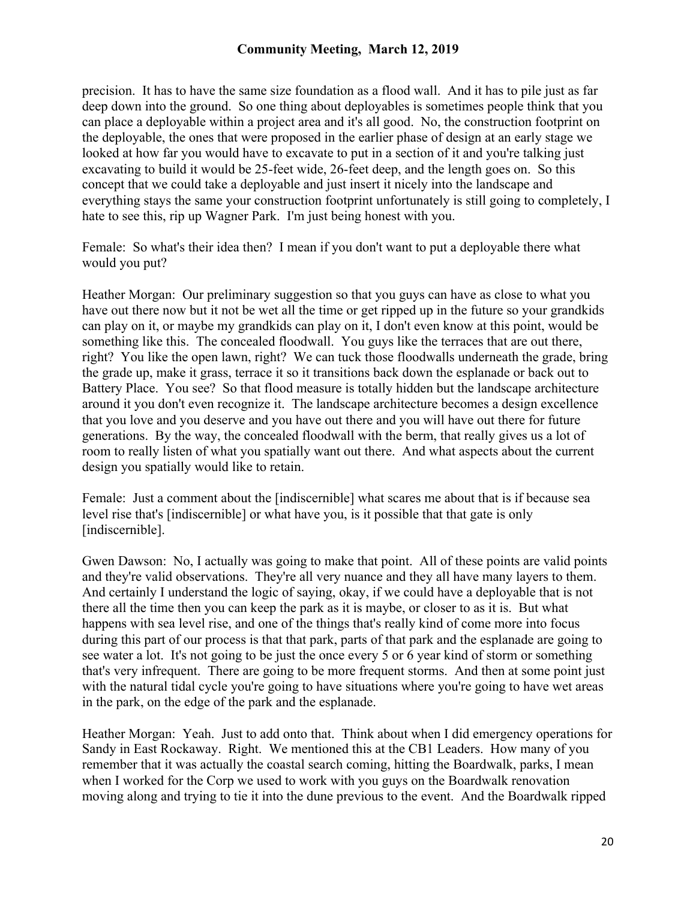precision. It has to have the same size foundation as a flood wall. And it has to pile just as far deep down into the ground. So one thing about deployables is sometimes people think that you can place a deployable within a project area and it's all good. No, the construction footprint on the deployable, the ones that were proposed in the earlier phase of design at an early stage we looked at how far you would have to excavate to put in a section of it and you're talking just excavating to build it would be 25-feet wide, 26-feet deep, and the length goes on. So this concept that we could take a deployable and just insert it nicely into the landscape and everything stays the same your construction footprint unfortunately is still going to completely, I hate to see this, rip up Wagner Park. I'm just being honest with you.

Female: So what's their idea then? I mean if you don't want to put a deployable there what would you put?

Heather Morgan: Our preliminary suggestion so that you guys can have as close to what you have out there now but it not be wet all the time or get ripped up in the future so your grandkids can play on it, or maybe my grandkids can play on it, I don't even know at this point, would be something like this. The concealed floodwall. You guys like the terraces that are out there, right? You like the open lawn, right? We can tuck those floodwalls underneath the grade, bring the grade up, make it grass, terrace it so it transitions back down the esplanade or back out to Battery Place. You see? So that flood measure is totally hidden but the landscape architecture around it you don't even recognize it. The landscape architecture becomes a design excellence that you love and you deserve and you have out there and you will have out there for future generations. By the way, the concealed floodwall with the berm, that really gives us a lot of room to really listen of what you spatially want out there. And what aspects about the current design you spatially would like to retain.

Female: Just a comment about the [indiscernible] what scares me about that is if because sea level rise that's [indiscernible] or what have you, is it possible that that gate is only [indiscernible].

Gwen Dawson: No, I actually was going to make that point. All of these points are valid points and they're valid observations. They're all very nuance and they all have many layers to them. And certainly I understand the logic of saying, okay, if we could have a deployable that is not there all the time then you can keep the park as it is maybe, or closer to as it is. But what happens with sea level rise, and one of the things that's really kind of come more into focus during this part of our process is that that park, parts of that park and the esplanade are going to see water a lot. It's not going to be just the once every 5 or 6 year kind of storm or something that's very infrequent. There are going to be more frequent storms. And then at some point just with the natural tidal cycle you're going to have situations where you're going to have wet areas in the park, on the edge of the park and the esplanade.

Heather Morgan: Yeah. Just to add onto that. Think about when I did emergency operations for Sandy in East Rockaway. Right. We mentioned this at the CB1 Leaders. How many of you remember that it was actually the coastal search coming, hitting the Boardwalk, parks, I mean when I worked for the Corp we used to work with you guys on the Boardwalk renovation moving along and trying to tie it into the dune previous to the event. And the Boardwalk ripped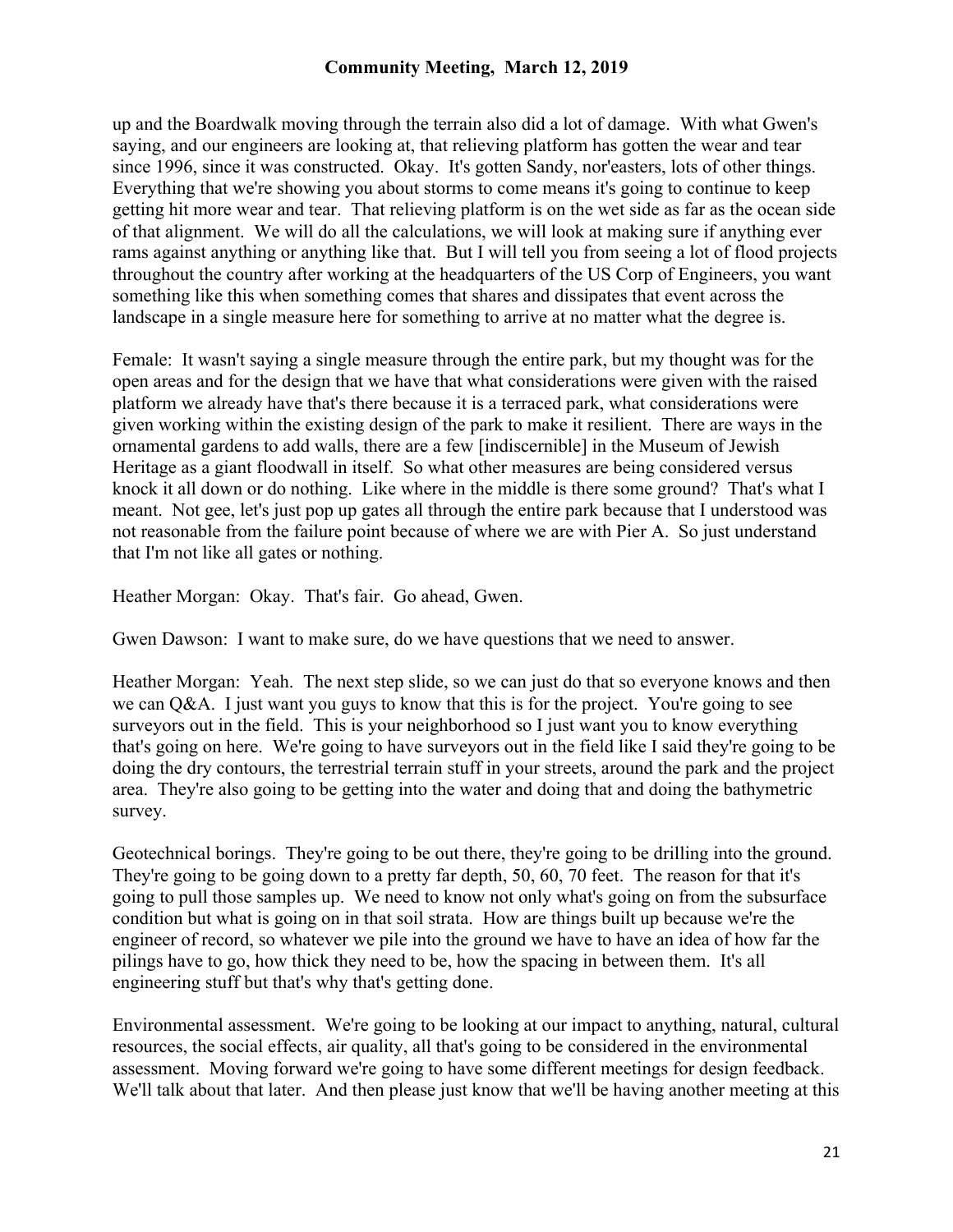up and the Boardwalk moving through the terrain also did a lot of damage. With what Gwen's saying, and our engineers are looking at, that relieving platform has gotten the wear and tear since 1996, since it was constructed. Okay. It's gotten Sandy, nor'easters, lots of other things. Everything that we're showing you about storms to come means it's going to continue to keep getting hit more wear and tear. That relieving platform is on the wet side as far as the ocean side of that alignment. We will do all the calculations, we will look at making sure if anything ever rams against anything or anything like that. But I will tell you from seeing a lot of flood projects throughout the country after working at the headquarters of the US Corp of Engineers, you want something like this when something comes that shares and dissipates that event across the landscape in a single measure here for something to arrive at no matter what the degree is.

Female: It wasn't saying a single measure through the entire park, but my thought was for the open areas and for the design that we have that what considerations were given with the raised platform we already have that's there because it is a terraced park, what considerations were given working within the existing design of the park to make it resilient. There are ways in the ornamental gardens to add walls, there are a few [indiscernible] in the Museum of Jewish Heritage as a giant floodwall in itself. So what other measures are being considered versus knock it all down or do nothing. Like where in the middle is there some ground? That's what I meant. Not gee, let's just pop up gates all through the entire park because that I understood was not reasonable from the failure point because of where we are with Pier A. So just understand that I'm not like all gates or nothing.

Heather Morgan: Okay. That's fair. Go ahead, Gwen.

Gwen Dawson: I want to make sure, do we have questions that we need to answer.

Heather Morgan: Yeah. The next step slide, so we can just do that so everyone knows and then we can Q&A. I just want you guys to know that this is for the project. You're going to see surveyors out in the field. This is your neighborhood so I just want you to know everything that's going on here. We're going to have surveyors out in the field like I said they're going to be doing the dry contours, the terrestrial terrain stuff in your streets, around the park and the project area. They're also going to be getting into the water and doing that and doing the bathymetric survey.

Geotechnical borings. They're going to be out there, they're going to be drilling into the ground. They're going to be going down to a pretty far depth, 50, 60, 70 feet. The reason for that it's going to pull those samples up. We need to know not only what's going on from the subsurface condition but what is going on in that soil strata. How are things built up because we're the engineer of record, so whatever we pile into the ground we have to have an idea of how far the pilings have to go, how thick they need to be, how the spacing in between them. It's all engineering stuff but that's why that's getting done.

Environmental assessment. We're going to be looking at our impact to anything, natural, cultural resources, the social effects, air quality, all that's going to be considered in the environmental assessment. Moving forward we're going to have some different meetings for design feedback. We'll talk about that later. And then please just know that we'll be having another meeting at this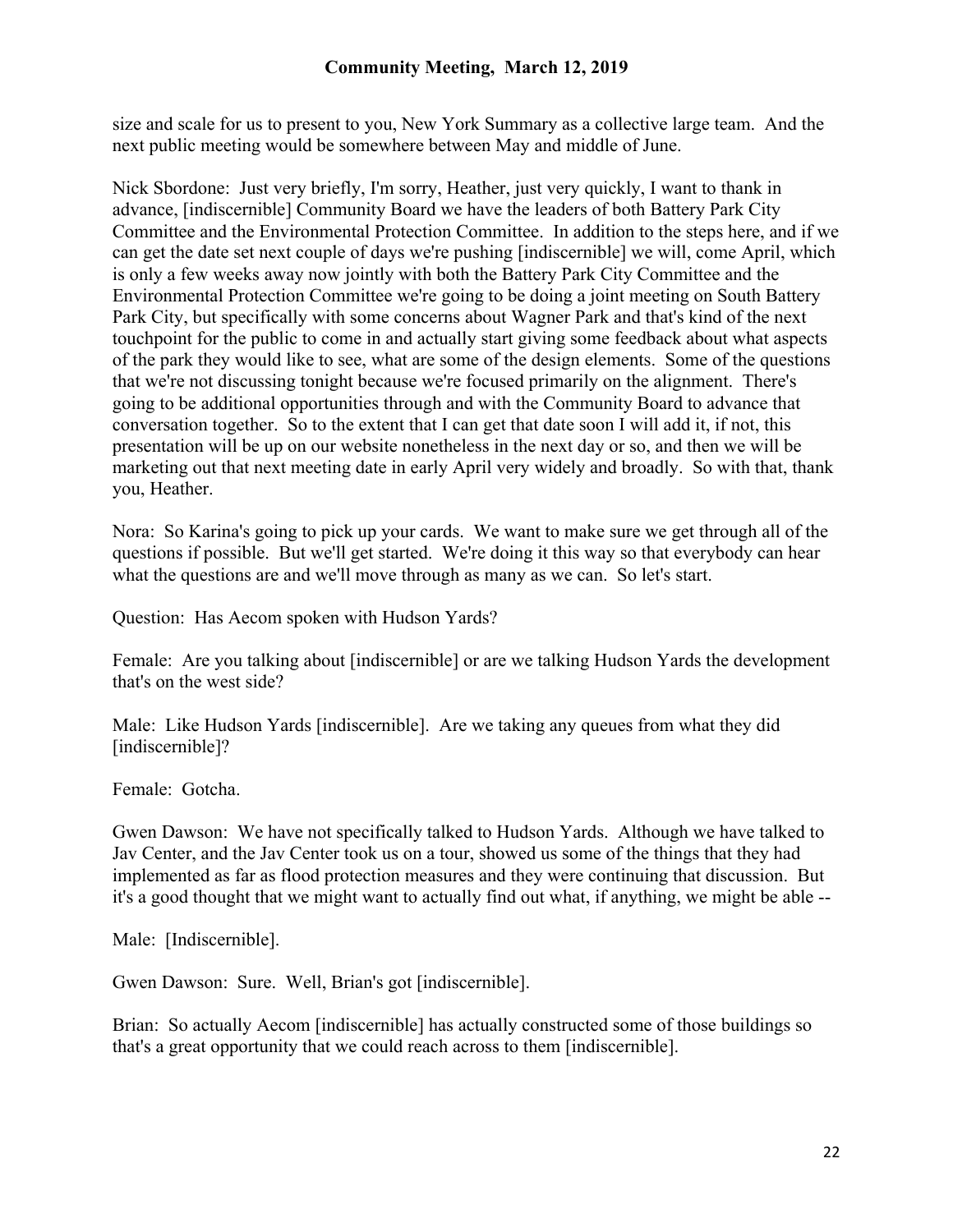size and scale for us to present to you, New York Summary as a collective large team. And the next public meeting would be somewhere between May and middle of June.

Nick Sbordone: Just very briefly, I'm sorry, Heather, just very quickly, I want to thank in advance, [indiscernible] Community Board we have the leaders of both Battery Park City Committee and the Environmental Protection Committee. In addition to the steps here, and if we can get the date set next couple of days we're pushing [indiscernible] we will, come April, which is only a few weeks away now jointly with both the Battery Park City Committee and the Environmental Protection Committee we're going to be doing a joint meeting on South Battery Park City, but specifically with some concerns about Wagner Park and that's kind of the next touchpoint for the public to come in and actually start giving some feedback about what aspects of the park they would like to see, what are some of the design elements. Some of the questions that we're not discussing tonight because we're focused primarily on the alignment. There's going to be additional opportunities through and with the Community Board to advance that conversation together. So to the extent that I can get that date soon I will add it, if not, this presentation will be up on our website nonetheless in the next day or so, and then we will be marketing out that next meeting date in early April very widely and broadly. So with that, thank you, Heather.

Nora: So Karina's going to pick up your cards. We want to make sure we get through all of the questions if possible. But we'll get started. We're doing it this way so that everybody can hear what the questions are and we'll move through as many as we can. So let's start.

Question: Has Aecom spoken with Hudson Yards?

Female: Are you talking about [indiscernible] or are we talking Hudson Yards the development that's on the west side?

Male: Like Hudson Yards [indiscernible]. Are we taking any queues from what they did [indiscernible]?

Female: Gotcha.

Gwen Dawson: We have not specifically talked to Hudson Yards. Although we have talked to Jav Center, and the Jav Center took us on a tour, showed us some of the things that they had implemented as far as flood protection measures and they were continuing that discussion. But it's a good thought that we might want to actually find out what, if anything, we might be able --

Male: [Indiscernible].

Gwen Dawson: Sure. Well, Brian's got [indiscernible].

Brian: So actually Aecom [indiscernible] has actually constructed some of those buildings so that's a great opportunity that we could reach across to them [indiscernible].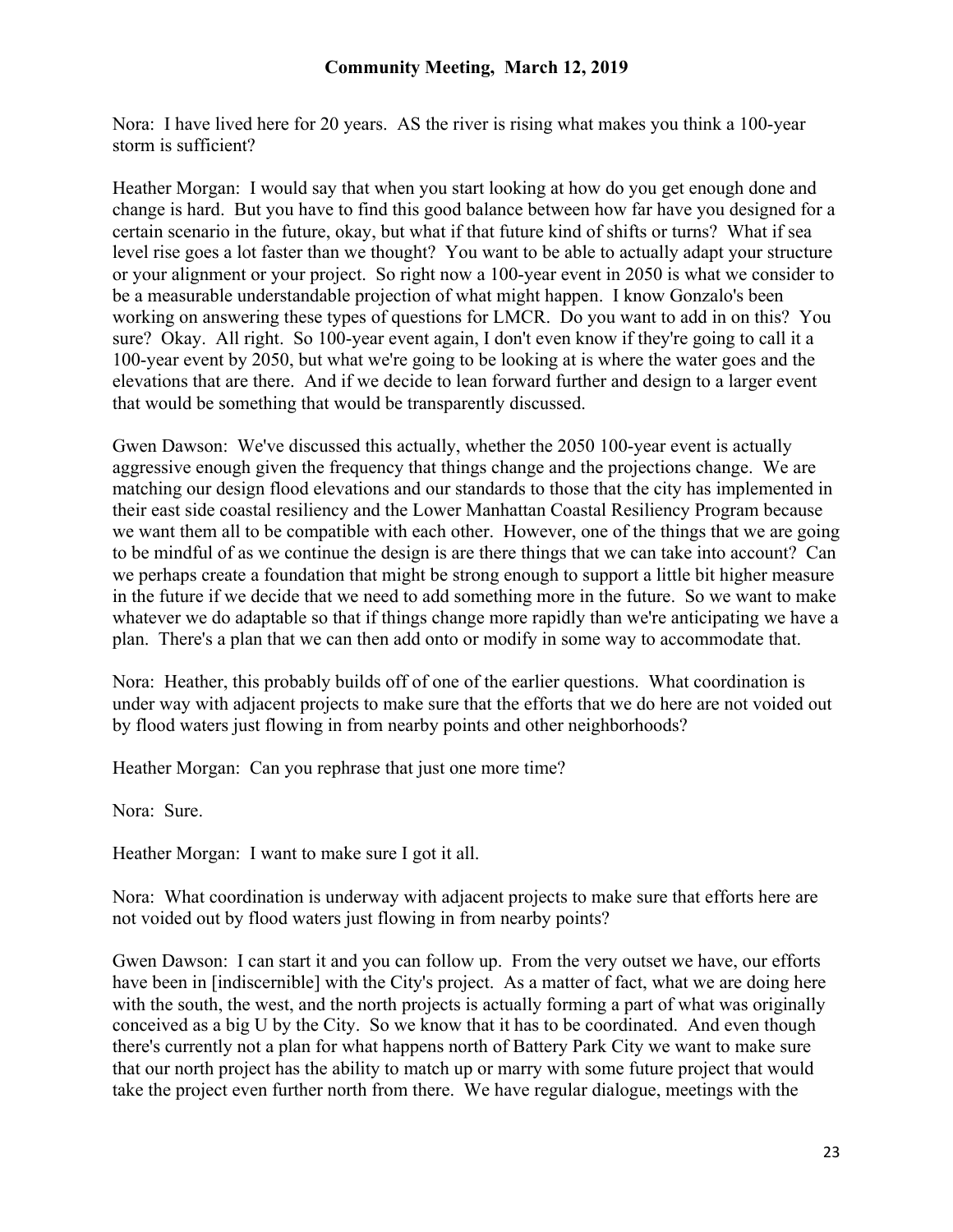Nora: I have lived here for 20 years. AS the river is rising what makes you think a 100-year storm is sufficient?

Heather Morgan: I would say that when you start looking at how do you get enough done and change is hard. But you have to find this good balance between how far have you designed for a certain scenario in the future, okay, but what if that future kind of shifts or turns? What if sea level rise goes a lot faster than we thought? You want to be able to actually adapt your structure or your alignment or your project. So right now a 100-year event in 2050 is what we consider to be a measurable understandable projection of what might happen. I know Gonzalo's been working on answering these types of questions for LMCR. Do you want to add in on this? You sure? Okay. All right. So 100-year event again, I don't even know if they're going to call it a 100-year event by 2050, but what we're going to be looking at is where the water goes and the elevations that are there. And if we decide to lean forward further and design to a larger event that would be something that would be transparently discussed.

Gwen Dawson: We've discussed this actually, whether the 2050 100-year event is actually aggressive enough given the frequency that things change and the projections change. We are matching our design flood elevations and our standards to those that the city has implemented in their east side coastal resiliency and the Lower Manhattan Coastal Resiliency Program because we want them all to be compatible with each other. However, one of the things that we are going to be mindful of as we continue the design is are there things that we can take into account? Can we perhaps create a foundation that might be strong enough to support a little bit higher measure in the future if we decide that we need to add something more in the future. So we want to make whatever we do adaptable so that if things change more rapidly than we're anticipating we have a plan. There's a plan that we can then add onto or modify in some way to accommodate that.

Nora: Heather, this probably builds off of one of the earlier questions. What coordination is under way with adjacent projects to make sure that the efforts that we do here are not voided out by flood waters just flowing in from nearby points and other neighborhoods?

Heather Morgan: Can you rephrase that just one more time?

Nora: Sure.

Heather Morgan: I want to make sure I got it all.

Nora: What coordination is underway with adjacent projects to make sure that efforts here are not voided out by flood waters just flowing in from nearby points?

Gwen Dawson: I can start it and you can follow up. From the very outset we have, our efforts have been in [indiscernible] with the City's project. As a matter of fact, what we are doing here with the south, the west, and the north projects is actually forming a part of what was originally conceived as a big U by the City. So we know that it has to be coordinated. And even though there's currently not a plan for what happens north of Battery Park City we want to make sure that our north project has the ability to match up or marry with some future project that would take the project even further north from there. We have regular dialogue, meetings with the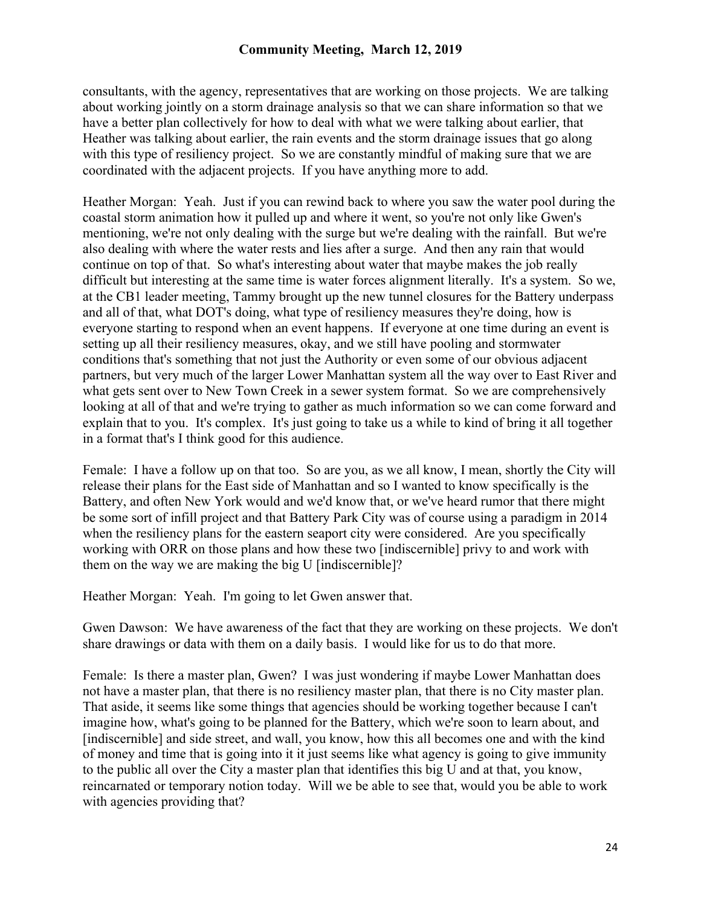consultants, with the agency, representatives that are working on those projects. We are talking about working jointly on a storm drainage analysis so that we can share information so that we have a better plan collectively for how to deal with what we were talking about earlier, that Heather was talking about earlier, the rain events and the storm drainage issues that go along with this type of resiliency project. So we are constantly mindful of making sure that we are coordinated with the adjacent projects. If you have anything more to add.

Heather Morgan: Yeah. Just if you can rewind back to where you saw the water pool during the coastal storm animation how it pulled up and where it went, so you're not only like Gwen's mentioning, we're not only dealing with the surge but we're dealing with the rainfall. But we're also dealing with where the water rests and lies after a surge. And then any rain that would continue on top of that. So what's interesting about water that maybe makes the job really difficult but interesting at the same time is water forces alignment literally. It's a system. So we, at the CB1 leader meeting, Tammy brought up the new tunnel closures for the Battery underpass and all of that, what DOT's doing, what type of resiliency measures they're doing, how is everyone starting to respond when an event happens. If everyone at one time during an event is setting up all their resiliency measures, okay, and we still have pooling and stormwater conditions that's something that not just the Authority or even some of our obvious adjacent partners, but very much of the larger Lower Manhattan system all the way over to East River and what gets sent over to New Town Creek in a sewer system format. So we are comprehensively looking at all of that and we're trying to gather as much information so we can come forward and explain that to you. It's complex. It's just going to take us a while to kind of bring it all together in a format that's I think good for this audience.

Female: I have a follow up on that too. So are you, as we all know, I mean, shortly the City will release their plans for the East side of Manhattan and so I wanted to know specifically is the Battery, and often New York would and we'd know that, or we've heard rumor that there might be some sort of infill project and that Battery Park City was of course using a paradigm in 2014 when the resiliency plans for the eastern seaport city were considered. Are you specifically working with ORR on those plans and how these two [indiscernible] privy to and work with them on the way we are making the big U [indiscernible]?

Heather Morgan: Yeah. I'm going to let Gwen answer that.

Gwen Dawson: We have awareness of the fact that they are working on these projects. We don't share drawings or data with them on a daily basis. I would like for us to do that more.

Female: Is there a master plan, Gwen? I was just wondering if maybe Lower Manhattan does not have a master plan, that there is no resiliency master plan, that there is no City master plan. That aside, it seems like some things that agencies should be working together because I can't imagine how, what's going to be planned for the Battery, which we're soon to learn about, and [indiscernible] and side street, and wall, you know, how this all becomes one and with the kind of money and time that is going into it it just seems like what agency is going to give immunity to the public all over the City a master plan that identifies this big U and at that, you know, reincarnated or temporary notion today. Will we be able to see that, would you be able to work with agencies providing that?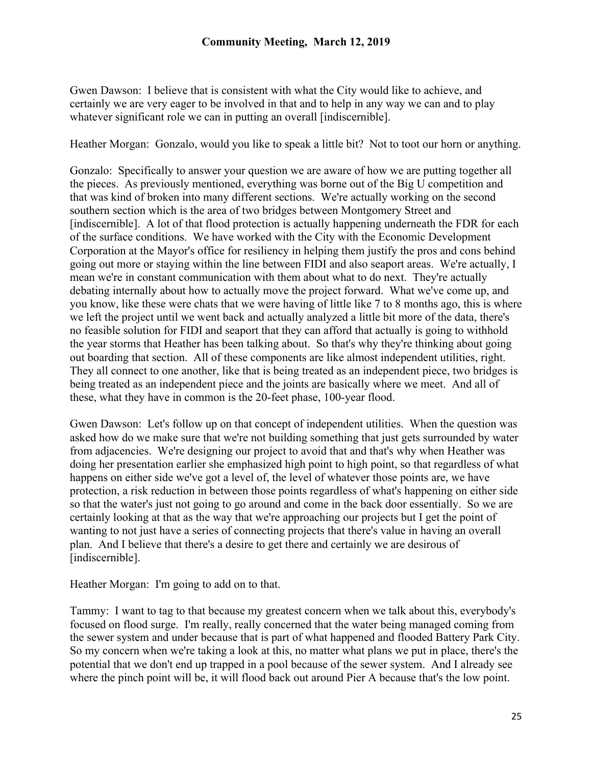Gwen Dawson: I believe that is consistent with what the City would like to achieve, and certainly we are very eager to be involved in that and to help in any way we can and to play whatever significant role we can in putting an overall [indiscernible].

Heather Morgan: Gonzalo, would you like to speak a little bit? Not to toot our horn or anything.

Gonzalo: Specifically to answer your question we are aware of how we are putting together all the pieces. As previously mentioned, everything was borne out of the Big U competition and that was kind of broken into many different sections. We're actually working on the second southern section which is the area of two bridges between Montgomery Street and [indiscernible]. A lot of that flood protection is actually happening underneath the FDR for each of the surface conditions. We have worked with the City with the Economic Development Corporation at the Mayor's office for resiliency in helping them justify the pros and cons behind going out more or staying within the line between FIDI and also seaport areas. We're actually, I mean we're in constant communication with them about what to do next. They're actually debating internally about how to actually move the project forward. What we've come up, and you know, like these were chats that we were having of little like 7 to 8 months ago, this is where we left the project until we went back and actually analyzed a little bit more of the data, there's no feasible solution for FIDI and seaport that they can afford that actually is going to withhold the year storms that Heather has been talking about. So that's why they're thinking about going out boarding that section. All of these components are like almost independent utilities, right. They all connect to one another, like that is being treated as an independent piece, two bridges is being treated as an independent piece and the joints are basically where we meet. And all of these, what they have in common is the 20-feet phase, 100-year flood.

Gwen Dawson: Let's follow up on that concept of independent utilities. When the question was asked how do we make sure that we're not building something that just gets surrounded by water from adjacencies. We're designing our project to avoid that and that's why when Heather was doing her presentation earlier she emphasized high point to high point, so that regardless of what happens on either side we've got a level of, the level of whatever those points are, we have protection, a risk reduction in between those points regardless of what's happening on either side so that the water's just not going to go around and come in the back door essentially. So we are certainly looking at that as the way that we're approaching our projects but I get the point of wanting to not just have a series of connecting projects that there's value in having an overall plan. And I believe that there's a desire to get there and certainly we are desirous of [indiscernible].

Heather Morgan: I'm going to add on to that.

Tammy: I want to tag to that because my greatest concern when we talk about this, everybody's focused on flood surge. I'm really, really concerned that the water being managed coming from the sewer system and under because that is part of what happened and flooded Battery Park City. So my concern when we're taking a look at this, no matter what plans we put in place, there's the potential that we don't end up trapped in a pool because of the sewer system. And I already see where the pinch point will be, it will flood back out around Pier A because that's the low point.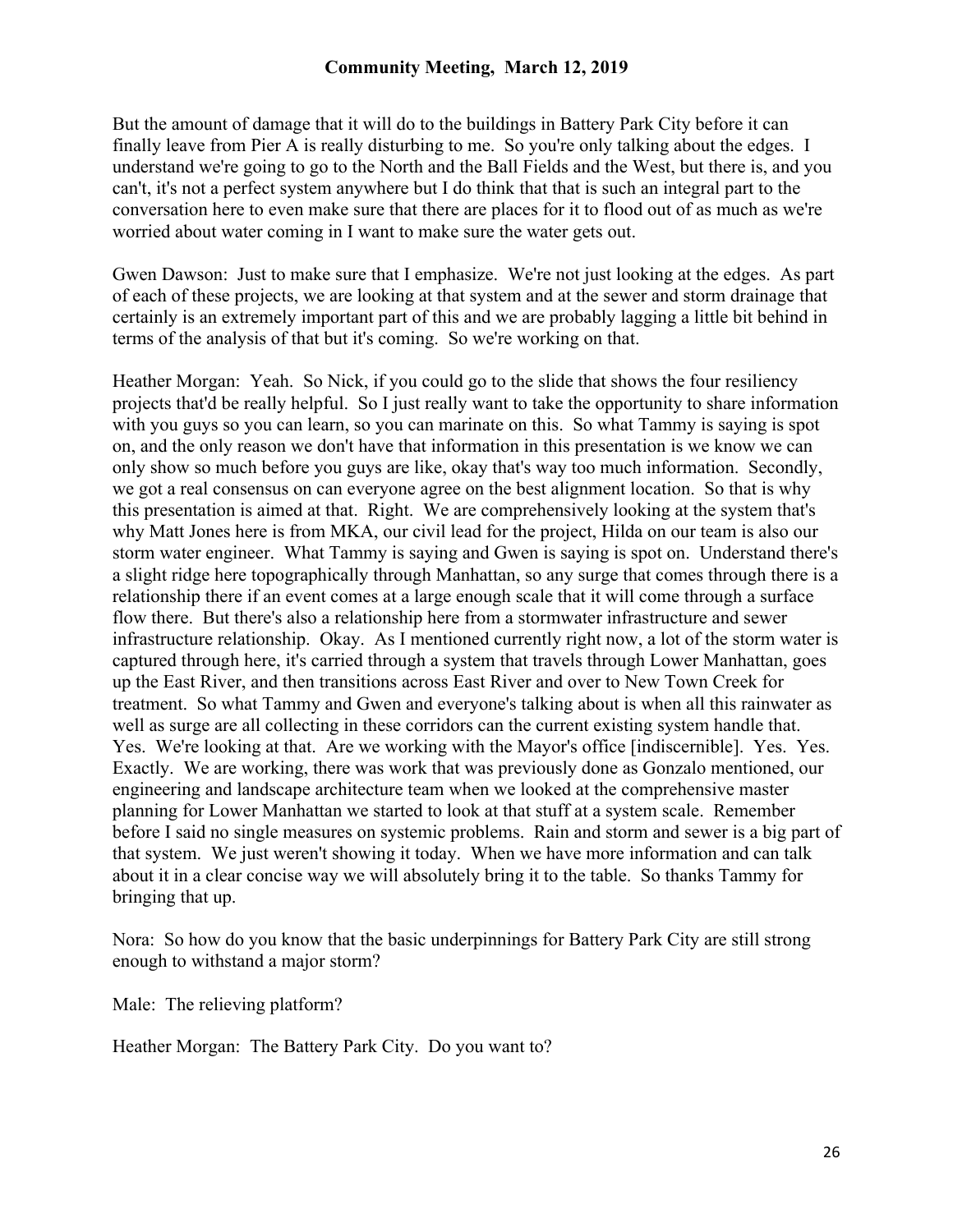But the amount of damage that it will do to the buildings in Battery Park City before it can finally leave from Pier A is really disturbing to me. So you're only talking about the edges. I understand we're going to go to the North and the Ball Fields and the West, but there is, and you can't, it's not a perfect system anywhere but I do think that that is such an integral part to the conversation here to even make sure that there are places for it to flood out of as much as we're worried about water coming in I want to make sure the water gets out.

Gwen Dawson: Just to make sure that I emphasize. We're not just looking at the edges. As part of each of these projects, we are looking at that system and at the sewer and storm drainage that certainly is an extremely important part of this and we are probably lagging a little bit behind in terms of the analysis of that but it's coming. So we're working on that.

Heather Morgan: Yeah. So Nick, if you could go to the slide that shows the four resiliency projects that'd be really helpful. So I just really want to take the opportunity to share information with you guys so you can learn, so you can marinate on this. So what Tammy is saying is spot on, and the only reason we don't have that information in this presentation is we know we can only show so much before you guys are like, okay that's way too much information. Secondly, we got a real consensus on can everyone agree on the best alignment location. So that is why this presentation is aimed at that. Right. We are comprehensively looking at the system that's why Matt Jones here is from MKA, our civil lead for the project, Hilda on our team is also our storm water engineer. What Tammy is saying and Gwen is saying is spot on. Understand there's a slight ridge here topographically through Manhattan, so any surge that comes through there is a relationship there if an event comes at a large enough scale that it will come through a surface flow there. But there's also a relationship here from a stormwater infrastructure and sewer infrastructure relationship. Okay. As I mentioned currently right now, a lot of the storm water is captured through here, it's carried through a system that travels through Lower Manhattan, goes up the East River, and then transitions across East River and over to New Town Creek for treatment. So what Tammy and Gwen and everyone's talking about is when all this rainwater as well as surge are all collecting in these corridors can the current existing system handle that. Yes. We're looking at that. Are we working with the Mayor's office [indiscernible]. Yes. Yes. Exactly. We are working, there was work that was previously done as Gonzalo mentioned, our engineering and landscape architecture team when we looked at the comprehensive master planning for Lower Manhattan we started to look at that stuff at a system scale. Remember before I said no single measures on systemic problems. Rain and storm and sewer is a big part of that system. We just weren't showing it today. When we have more information and can talk about it in a clear concise way we will absolutely bring it to the table. So thanks Tammy for bringing that up.

Nora: So how do you know that the basic underpinnings for Battery Park City are still strong enough to withstand a major storm?

Male: The relieving platform?

Heather Morgan: The Battery Park City. Do you want to?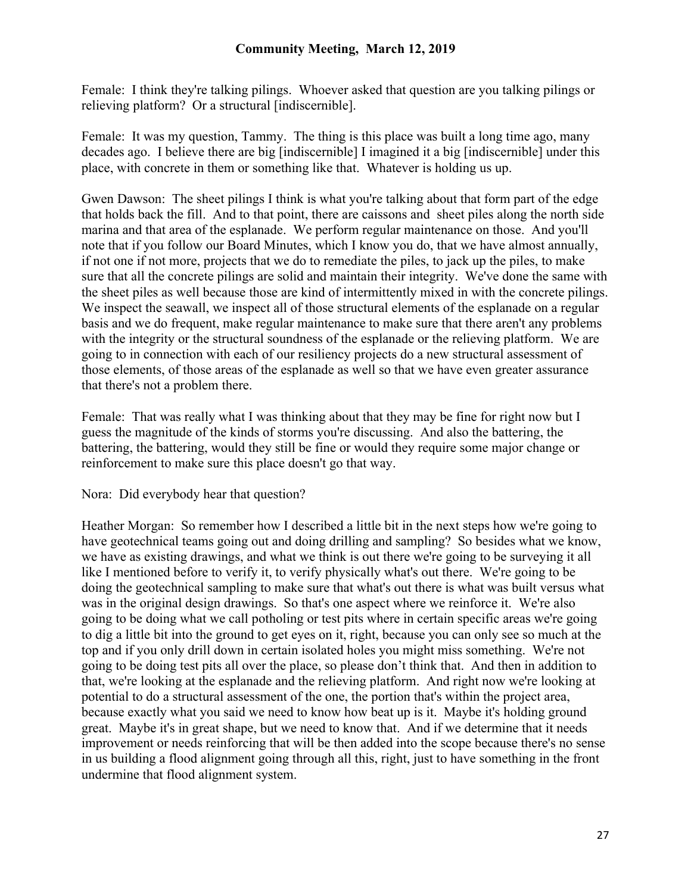Female: I think they're talking pilings. Whoever asked that question are you talking pilings or relieving platform? Or a structural [indiscernible].

Female: It was my question, Tammy. The thing is this place was built a long time ago, many decades ago. I believe there are big [indiscernible] I imagined it a big [indiscernible] under this place, with concrete in them or something like that. Whatever is holding us up.

Gwen Dawson: The sheet pilings I think is what you're talking about that form part of the edge that holds back the fill. And to that point, there are caissons and sheet piles along the north side marina and that area of the esplanade. We perform regular maintenance on those. And you'll note that if you follow our Board Minutes, which I know you do, that we have almost annually, if not one if not more, projects that we do to remediate the piles, to jack up the piles, to make sure that all the concrete pilings are solid and maintain their integrity. We've done the same with the sheet piles as well because those are kind of intermittently mixed in with the concrete pilings. We inspect the seawall, we inspect all of those structural elements of the esplanade on a regular basis and we do frequent, make regular maintenance to make sure that there aren't any problems with the integrity or the structural soundness of the esplanade or the relieving platform. We are going to in connection with each of our resiliency projects do a new structural assessment of those elements, of those areas of the esplanade as well so that we have even greater assurance that there's not a problem there.

Female: That was really what I was thinking about that they may be fine for right now but I guess the magnitude of the kinds of storms you're discussing. And also the battering, the battering, the battering, would they still be fine or would they require some major change or reinforcement to make sure this place doesn't go that way.

Nora: Did everybody hear that question?

Heather Morgan: So remember how I described a little bit in the next steps how we're going to have geotechnical teams going out and doing drilling and sampling? So besides what we know, we have as existing drawings, and what we think is out there we're going to be surveying it all like I mentioned before to verify it, to verify physically what's out there. We're going to be doing the geotechnical sampling to make sure that what's out there is what was built versus what was in the original design drawings. So that's one aspect where we reinforce it. We're also going to be doing what we call potholing or test pits where in certain specific areas we're going to dig a little bit into the ground to get eyes on it, right, because you can only see so much at the top and if you only drill down in certain isolated holes you might miss something. We're not going to be doing test pits all over the place, so please don't think that. And then in addition to that, we're looking at the esplanade and the relieving platform. And right now we're looking at potential to do a structural assessment of the one, the portion that's within the project area, because exactly what you said we need to know how beat up is it. Maybe it's holding ground great. Maybe it's in great shape, but we need to know that. And if we determine that it needs improvement or needs reinforcing that will be then added into the scope because there's no sense in us building a flood alignment going through all this, right, just to have something in the front undermine that flood alignment system.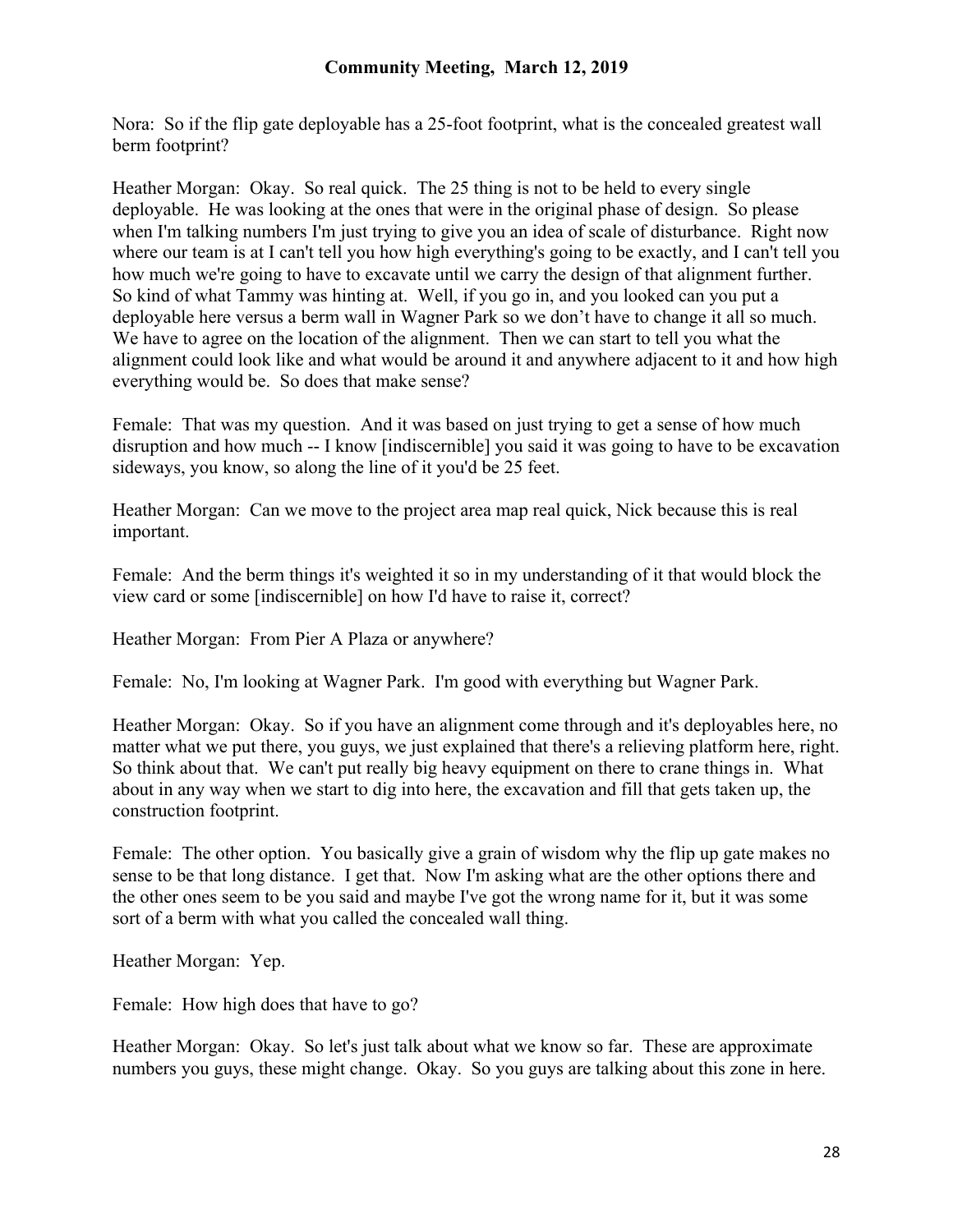Nora: So if the flip gate deployable has a 25-foot footprint, what is the concealed greatest wall berm footprint?

Heather Morgan: Okay. So real quick. The 25 thing is not to be held to every single deployable. He was looking at the ones that were in the original phase of design. So please when I'm talking numbers I'm just trying to give you an idea of scale of disturbance. Right now where our team is at I can't tell you how high everything's going to be exactly, and I can't tell you how much we're going to have to excavate until we carry the design of that alignment further. So kind of what Tammy was hinting at. Well, if you go in, and you looked can you put a deployable here versus a berm wall in Wagner Park so we don't have to change it all so much. We have to agree on the location of the alignment. Then we can start to tell you what the alignment could look like and what would be around it and anywhere adjacent to it and how high everything would be. So does that make sense?

Female: That was my question. And it was based on just trying to get a sense of how much disruption and how much -- I know [indiscernible] you said it was going to have to be excavation sideways, you know, so along the line of it you'd be 25 feet.

Heather Morgan: Can we move to the project area map real quick, Nick because this is real important.

Female: And the berm things it's weighted it so in my understanding of it that would block the view card or some [indiscernible] on how I'd have to raise it, correct?

Heather Morgan: From Pier A Plaza or anywhere?

Female: No, I'm looking at Wagner Park. I'm good with everything but Wagner Park.

Heather Morgan: Okay. So if you have an alignment come through and it's deployables here, no matter what we put there, you guys, we just explained that there's a relieving platform here, right. So think about that. We can't put really big heavy equipment on there to crane things in. What about in any way when we start to dig into here, the excavation and fill that gets taken up, the construction footprint.

Female: The other option. You basically give a grain of wisdom why the flip up gate makes no sense to be that long distance. I get that. Now I'm asking what are the other options there and the other ones seem to be you said and maybe I've got the wrong name for it, but it was some sort of a berm with what you called the concealed wall thing.

Heather Morgan: Yep.

Female: How high does that have to go?

Heather Morgan: Okay. So let's just talk about what we know so far. These are approximate numbers you guys, these might change. Okay. So you guys are talking about this zone in here.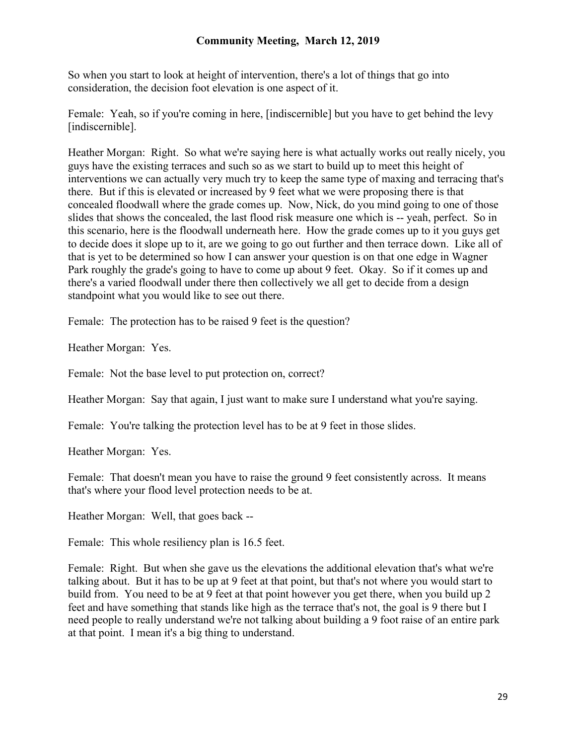So when you start to look at height of intervention, there's a lot of things that go into consideration, the decision foot elevation is one aspect of it.

Female: Yeah, so if you're coming in here, [indiscernible] but you have to get behind the levy [indiscernible].

Heather Morgan: Right. So what we're saying here is what actually works out really nicely, you guys have the existing terraces and such so as we start to build up to meet this height of interventions we can actually very much try to keep the same type of maxing and terracing that's there. But if this is elevated or increased by 9 feet what we were proposing there is that concealed floodwall where the grade comes up. Now, Nick, do you mind going to one of those slides that shows the concealed, the last flood risk measure one which is -- yeah, perfect. So in this scenario, here is the floodwall underneath here. How the grade comes up to it you guys get to decide does it slope up to it, are we going to go out further and then terrace down. Like all of that is yet to be determined so how I can answer your question is on that one edge in Wagner Park roughly the grade's going to have to come up about 9 feet. Okay. So if it comes up and there's a varied floodwall under there then collectively we all get to decide from a design standpoint what you would like to see out there.

Female: The protection has to be raised 9 feet is the question?

Heather Morgan: Yes.

Female: Not the base level to put protection on, correct?

Heather Morgan: Say that again, I just want to make sure I understand what you're saying.

Female: You're talking the protection level has to be at 9 feet in those slides.

Heather Morgan: Yes.

Female: That doesn't mean you have to raise the ground 9 feet consistently across. It means that's where your flood level protection needs to be at.

Heather Morgan: Well, that goes back --

Female: This whole resiliency plan is 16.5 feet.

Female: Right. But when she gave us the elevations the additional elevation that's what we're talking about. But it has to be up at 9 feet at that point, but that's not where you would start to build from. You need to be at 9 feet at that point however you get there, when you build up 2 feet and have something that stands like high as the terrace that's not, the goal is 9 there but I need people to really understand we're not talking about building a 9 foot raise of an entire park at that point. I mean it's a big thing to understand.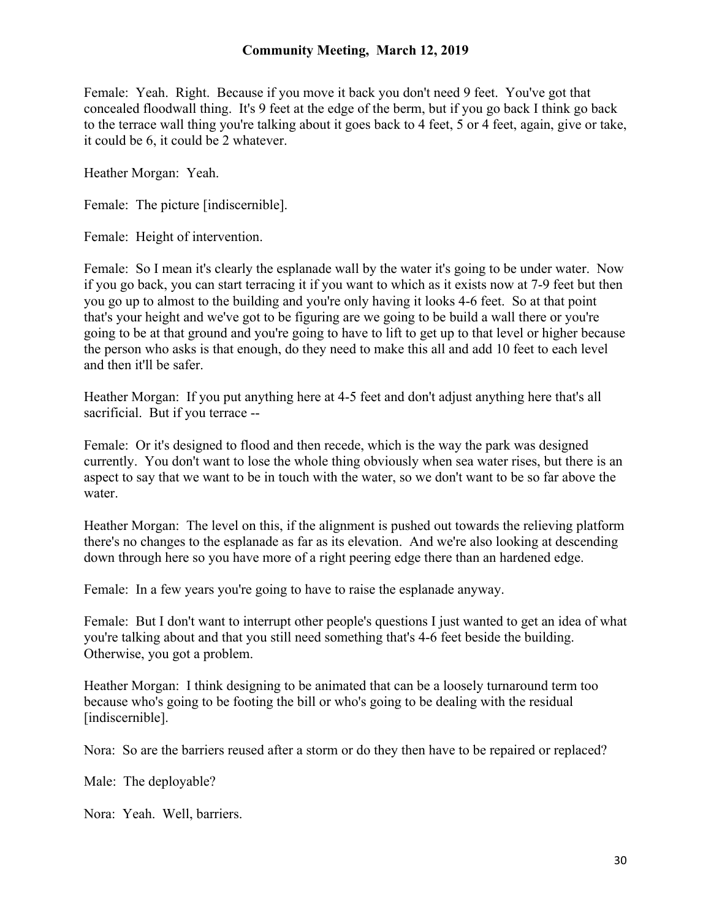Female: Yeah. Right. Because if you move it back you don't need 9 feet. You've got that concealed floodwall thing. It's 9 feet at the edge of the berm, but if you go back I think go back to the terrace wall thing you're talking about it goes back to 4 feet, 5 or 4 feet, again, give or take, it could be 6, it could be 2 whatever.

Heather Morgan: Yeah.

Female: The picture [indiscernible].

Female: Height of intervention.

Female: So I mean it's clearly the esplanade wall by the water it's going to be under water. Now if you go back, you can start terracing it if you want to which as it exists now at 7-9 feet but then you go up to almost to the building and you're only having it looks 4-6 feet. So at that point that's your height and we've got to be figuring are we going to be build a wall there or you're going to be at that ground and you're going to have to lift to get up to that level or higher because the person who asks is that enough, do they need to make this all and add 10 feet to each level and then it'll be safer.

Heather Morgan: If you put anything here at 4-5 feet and don't adjust anything here that's all sacrificial. But if you terrace --

Female: Or it's designed to flood and then recede, which is the way the park was designed currently. You don't want to lose the whole thing obviously when sea water rises, but there is an aspect to say that we want to be in touch with the water, so we don't want to be so far above the water.

Heather Morgan: The level on this, if the alignment is pushed out towards the relieving platform there's no changes to the esplanade as far as its elevation. And we're also looking at descending down through here so you have more of a right peering edge there than an hardened edge.

Female: In a few years you're going to have to raise the esplanade anyway.

Female: But I don't want to interrupt other people's questions I just wanted to get an idea of what you're talking about and that you still need something that's 4-6 feet beside the building. Otherwise, you got a problem.

Heather Morgan: I think designing to be animated that can be a loosely turnaround term too because who's going to be footing the bill or who's going to be dealing with the residual [indiscernible].

Nora: So are the barriers reused after a storm or do they then have to be repaired or replaced?

Male: The deployable?

Nora: Yeah. Well, barriers.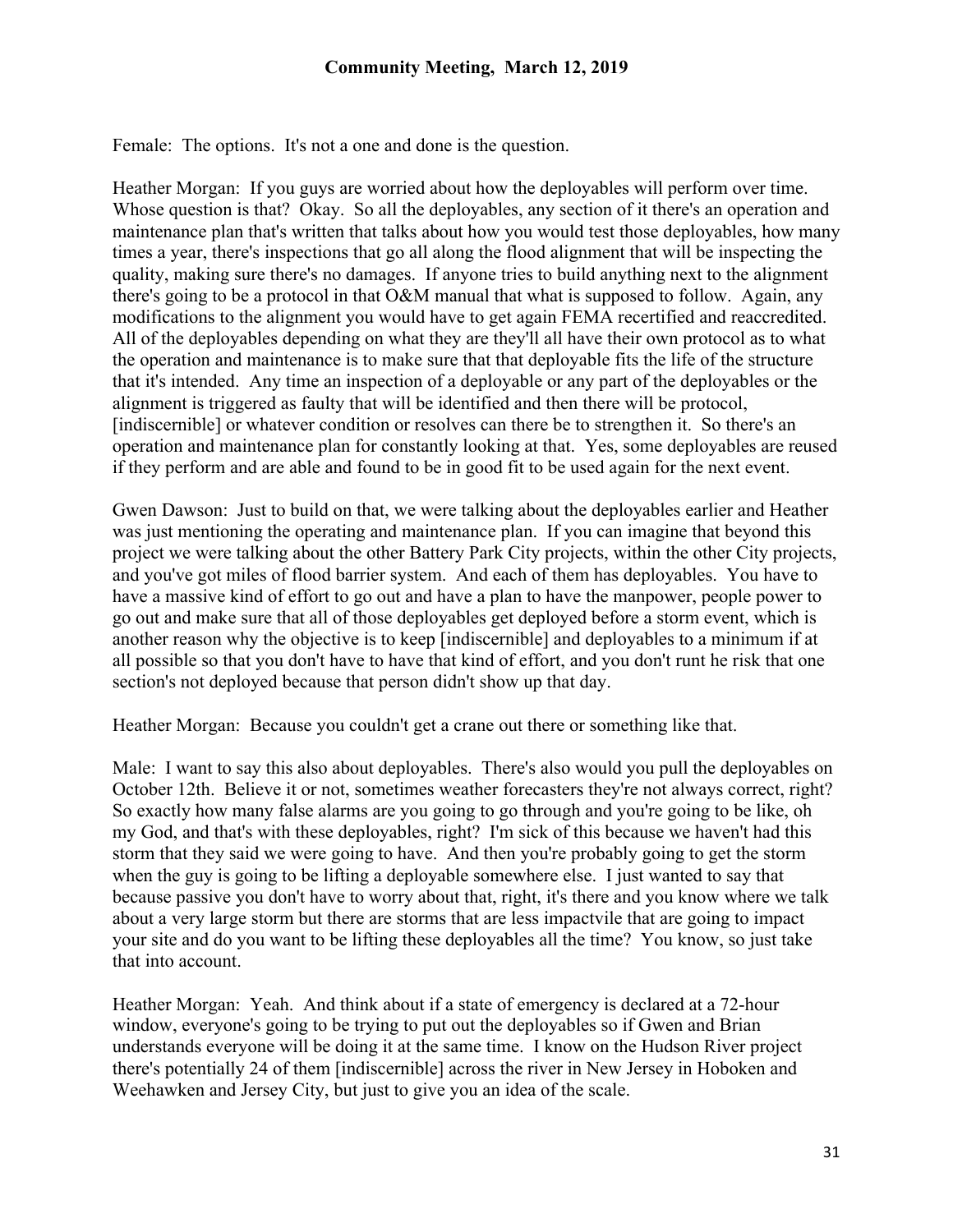Female: The options. It's not a one and done is the question.

Heather Morgan: If you guys are worried about how the deployables will perform over time. Whose question is that? Okay. So all the deployables, any section of it there's an operation and maintenance plan that's written that talks about how you would test those deployables, how many times a year, there's inspections that go all along the flood alignment that will be inspecting the quality, making sure there's no damages. If anyone tries to build anything next to the alignment there's going to be a protocol in that O&M manual that what is supposed to follow. Again, any modifications to the alignment you would have to get again FEMA recertified and reaccredited. All of the deployables depending on what they are they'll all have their own protocol as to what the operation and maintenance is to make sure that that deployable fits the life of the structure that it's intended. Any time an inspection of a deployable or any part of the deployables or the alignment is triggered as faulty that will be identified and then there will be protocol, [indiscernible] or whatever condition or resolves can there be to strengthen it. So there's an operation and maintenance plan for constantly looking at that. Yes, some deployables are reused if they perform and are able and found to be in good fit to be used again for the next event.

Gwen Dawson: Just to build on that, we were talking about the deployables earlier and Heather was just mentioning the operating and maintenance plan. If you can imagine that beyond this project we were talking about the other Battery Park City projects, within the other City projects, and you've got miles of flood barrier system. And each of them has deployables. You have to have a massive kind of effort to go out and have a plan to have the manpower, people power to go out and make sure that all of those deployables get deployed before a storm event, which is another reason why the objective is to keep [indiscernible] and deployables to a minimum if at all possible so that you don't have to have that kind of effort, and you don't runt he risk that one section's not deployed because that person didn't show up that day.

Heather Morgan: Because you couldn't get a crane out there or something like that.

Male: I want to say this also about deployables. There's also would you pull the deployables on October 12th. Believe it or not, sometimes weather forecasters they're not always correct, right? So exactly how many false alarms are you going to go through and you're going to be like, oh my God, and that's with these deployables, right? I'm sick of this because we haven't had this storm that they said we were going to have. And then you're probably going to get the storm when the guy is going to be lifting a deployable somewhere else. I just wanted to say that because passive you don't have to worry about that, right, it's there and you know where we talk about a very large storm but there are storms that are less impactvile that are going to impact your site and do you want to be lifting these deployables all the time? You know, so just take that into account.

Heather Morgan: Yeah. And think about if a state of emergency is declared at a 72-hour window, everyone's going to be trying to put out the deployables so if Gwen and Brian understands everyone will be doing it at the same time. I know on the Hudson River project there's potentially 24 of them [indiscernible] across the river in New Jersey in Hoboken and Weehawken and Jersey City, but just to give you an idea of the scale.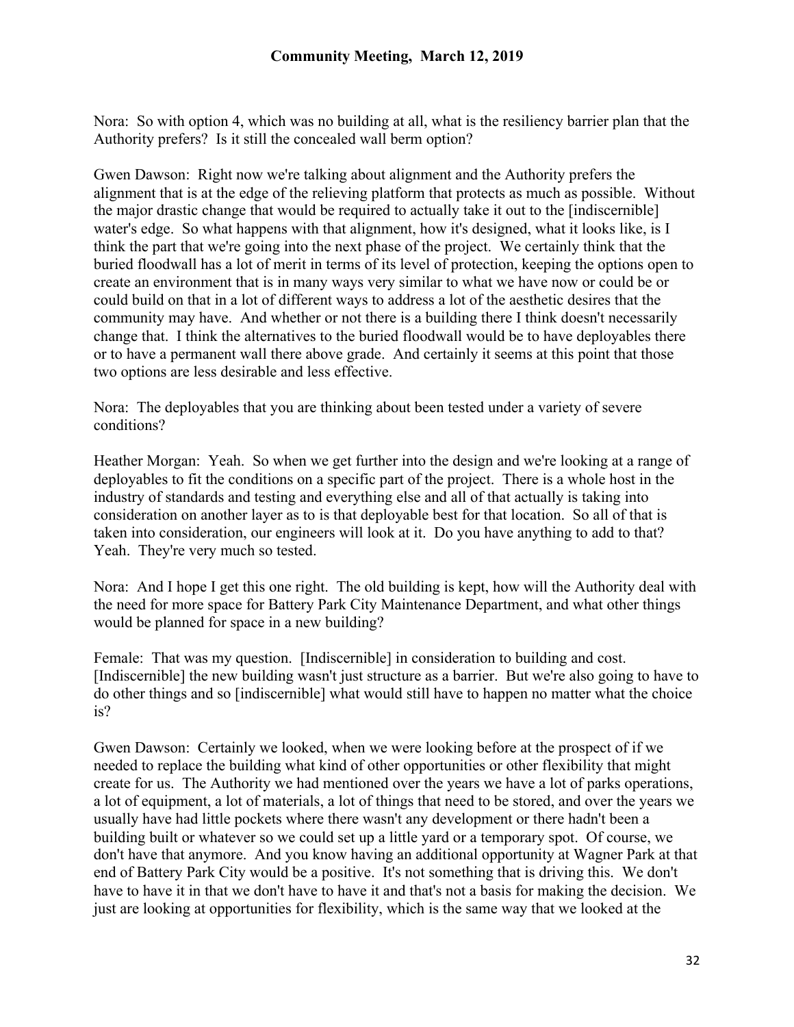Nora: So with option 4, which was no building at all, what is the resiliency barrier plan that the Authority prefers? Is it still the concealed wall berm option?

Gwen Dawson: Right now we're talking about alignment and the Authority prefers the alignment that is at the edge of the relieving platform that protects as much as possible. Without the major drastic change that would be required to actually take it out to the [indiscernible] water's edge. So what happens with that alignment, how it's designed, what it looks like, is I think the part that we're going into the next phase of the project. We certainly think that the buried floodwall has a lot of merit in terms of its level of protection, keeping the options open to create an environment that is in many ways very similar to what we have now or could be or could build on that in a lot of different ways to address a lot of the aesthetic desires that the community may have. And whether or not there is a building there I think doesn't necessarily change that. I think the alternatives to the buried floodwall would be to have deployables there or to have a permanent wall there above grade. And certainly it seems at this point that those two options are less desirable and less effective.

Nora: The deployables that you are thinking about been tested under a variety of severe conditions?

Heather Morgan: Yeah. So when we get further into the design and we're looking at a range of deployables to fit the conditions on a specific part of the project. There is a whole host in the industry of standards and testing and everything else and all of that actually is taking into consideration on another layer as to is that deployable best for that location. So all of that is taken into consideration, our engineers will look at it. Do you have anything to add to that? Yeah. They're very much so tested.

Nora: And I hope I get this one right. The old building is kept, how will the Authority deal with the need for more space for Battery Park City Maintenance Department, and what other things would be planned for space in a new building?

Female: That was my question. [Indiscernible] in consideration to building and cost. [Indiscernible] the new building wasn't just structure as a barrier. But we're also going to have to do other things and so [indiscernible] what would still have to happen no matter what the choice is?

Gwen Dawson: Certainly we looked, when we were looking before at the prospect of if we needed to replace the building what kind of other opportunities or other flexibility that might create for us. The Authority we had mentioned over the years we have a lot of parks operations, a lot of equipment, a lot of materials, a lot of things that need to be stored, and over the years we usually have had little pockets where there wasn't any development or there hadn't been a building built or whatever so we could set up a little yard or a temporary spot. Of course, we don't have that anymore. And you know having an additional opportunity at Wagner Park at that end of Battery Park City would be a positive. It's not something that is driving this. We don't have to have it in that we don't have to have it and that's not a basis for making the decision. We just are looking at opportunities for flexibility, which is the same way that we looked at the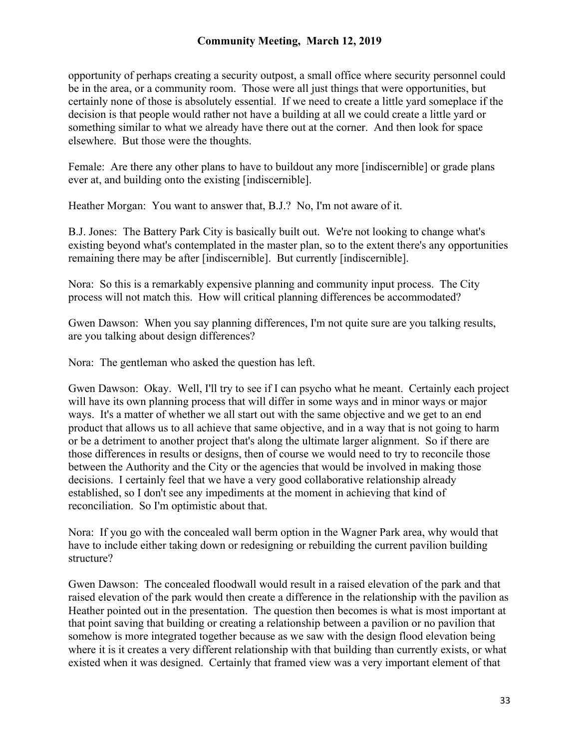opportunity of perhaps creating a security outpost, a small office where security personnel could be in the area, or a community room. Those were all just things that were opportunities, but certainly none of those is absolutely essential. If we need to create a little yard someplace if the decision is that people would rather not have a building at all we could create a little yard or something similar to what we already have there out at the corner. And then look for space elsewhere. But those were the thoughts.

Female: Are there any other plans to have to buildout any more [indiscernible] or grade plans ever at, and building onto the existing [indiscernible].

Heather Morgan: You want to answer that, B.J.? No, I'm not aware of it.

B.J. Jones: The Battery Park City is basically built out. We're not looking to change what's existing beyond what's contemplated in the master plan, so to the extent there's any opportunities remaining there may be after [indiscernible]. But currently [indiscernible].

Nora: So this is a remarkably expensive planning and community input process. The City process will not match this. How will critical planning differences be accommodated?

Gwen Dawson: When you say planning differences, I'm not quite sure are you talking results, are you talking about design differences?

Nora: The gentleman who asked the question has left.

Gwen Dawson: Okay. Well, I'll try to see if I can psycho what he meant. Certainly each project will have its own planning process that will differ in some ways and in minor ways or major ways. It's a matter of whether we all start out with the same objective and we get to an end product that allows us to all achieve that same objective, and in a way that is not going to harm or be a detriment to another project that's along the ultimate larger alignment. So if there are those differences in results or designs, then of course we would need to try to reconcile those between the Authority and the City or the agencies that would be involved in making those decisions. I certainly feel that we have a very good collaborative relationship already established, so I don't see any impediments at the moment in achieving that kind of reconciliation. So I'm optimistic about that.

Nora: If you go with the concealed wall berm option in the Wagner Park area, why would that have to include either taking down or redesigning or rebuilding the current pavilion building structure?

Gwen Dawson: The concealed floodwall would result in a raised elevation of the park and that raised elevation of the park would then create a difference in the relationship with the pavilion as Heather pointed out in the presentation. The question then becomes is what is most important at that point saving that building or creating a relationship between a pavilion or no pavilion that somehow is more integrated together because as we saw with the design flood elevation being where it is it creates a very different relationship with that building than currently exists, or what existed when it was designed. Certainly that framed view was a very important element of that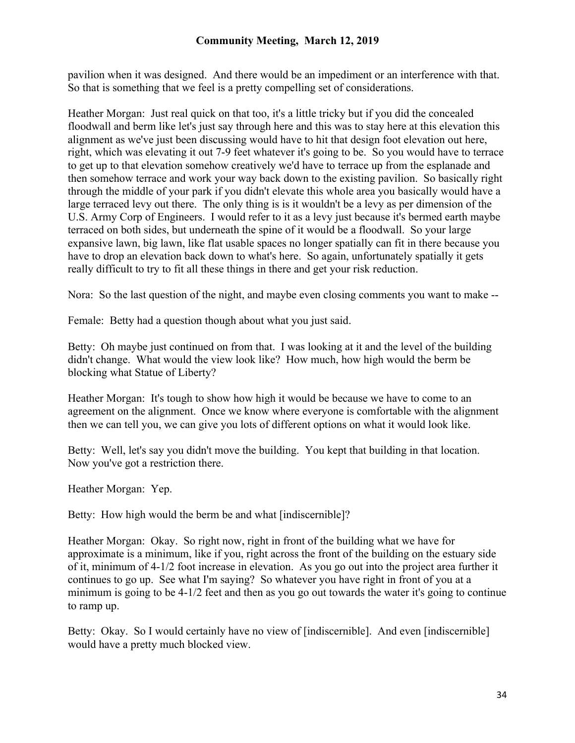pavilion when it was designed. And there would be an impediment or an interference with that. So that is something that we feel is a pretty compelling set of considerations.

Heather Morgan: Just real quick on that too, it's a little tricky but if you did the concealed floodwall and berm like let's just say through here and this was to stay here at this elevation this alignment as we've just been discussing would have to hit that design foot elevation out here, right, which was elevating it out 7-9 feet whatever it's going to be. So you would have to terrace to get up to that elevation somehow creatively we'd have to terrace up from the esplanade and then somehow terrace and work your way back down to the existing pavilion. So basically right through the middle of your park if you didn't elevate this whole area you basically would have a large terraced levy out there. The only thing is is it wouldn't be a levy as per dimension of the U.S. Army Corp of Engineers. I would refer to it as a levy just because it's bermed earth maybe terraced on both sides, but underneath the spine of it would be a floodwall. So your large expansive lawn, big lawn, like flat usable spaces no longer spatially can fit in there because you have to drop an elevation back down to what's here. So again, unfortunately spatially it gets really difficult to try to fit all these things in there and get your risk reduction.

Nora: So the last question of the night, and maybe even closing comments you want to make --

Female: Betty had a question though about what you just said.

Betty: Oh maybe just continued on from that. I was looking at it and the level of the building didn't change. What would the view look like? How much, how high would the berm be blocking what Statue of Liberty?

Heather Morgan: It's tough to show how high it would be because we have to come to an agreement on the alignment. Once we know where everyone is comfortable with the alignment then we can tell you, we can give you lots of different options on what it would look like.

Betty: Well, let's say you didn't move the building. You kept that building in that location. Now you've got a restriction there.

Heather Morgan: Yep.

Betty: How high would the berm be and what [indiscernible]?

Heather Morgan: Okay. So right now, right in front of the building what we have for approximate is a minimum, like if you, right across the front of the building on the estuary side of it, minimum of 4-1/2 foot increase in elevation. As you go out into the project area further it continues to go up. See what I'm saying? So whatever you have right in front of you at a minimum is going to be 4-1/2 feet and then as you go out towards the water it's going to continue to ramp up.

Betty: Okay. So I would certainly have no view of [indiscernible]. And even [indiscernible] would have a pretty much blocked view.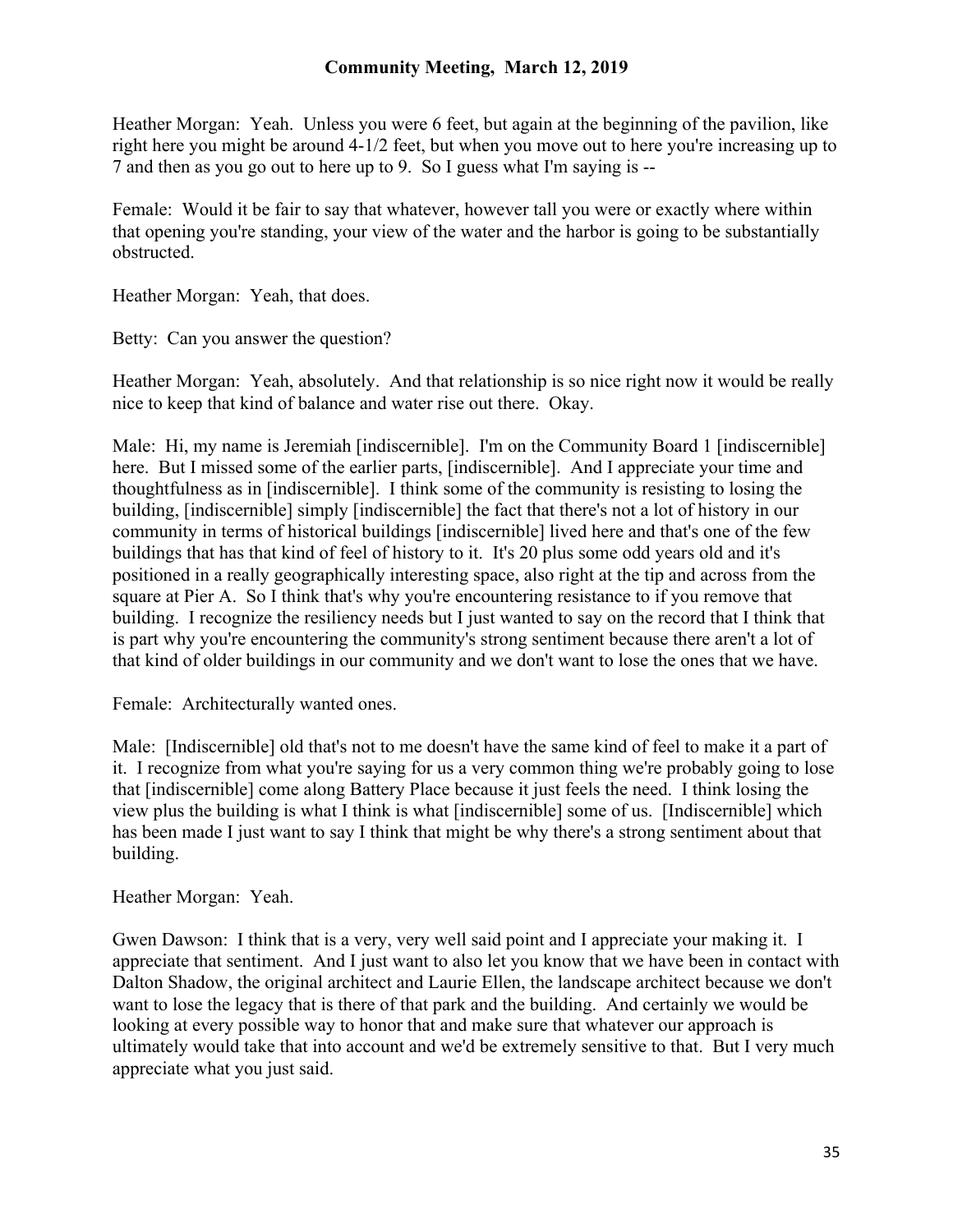Heather Morgan: Yeah. Unless you were 6 feet, but again at the beginning of the pavilion, like right here you might be around 4-1/2 feet, but when you move out to here you're increasing up to 7 and then as you go out to here up to 9. So I guess what I'm saying is --

Female: Would it be fair to say that whatever, however tall you were or exactly where within that opening you're standing, your view of the water and the harbor is going to be substantially obstructed.

Heather Morgan: Yeah, that does.

Betty: Can you answer the question?

Heather Morgan: Yeah, absolutely. And that relationship is so nice right now it would be really nice to keep that kind of balance and water rise out there. Okay.

Male: Hi, my name is Jeremiah [indiscernible]. I'm on the Community Board 1 [indiscernible] here. But I missed some of the earlier parts, [indiscernible]. And I appreciate your time and thoughtfulness as in [indiscernible]. I think some of the community is resisting to losing the building, [indiscernible] simply [indiscernible] the fact that there's not a lot of history in our community in terms of historical buildings [indiscernible] lived here and that's one of the few buildings that has that kind of feel of history to it. It's 20 plus some odd years old and it's positioned in a really geographically interesting space, also right at the tip and across from the square at Pier A. So I think that's why you're encountering resistance to if you remove that building. I recognize the resiliency needs but I just wanted to say on the record that I think that is part why you're encountering the community's strong sentiment because there aren't a lot of that kind of older buildings in our community and we don't want to lose the ones that we have.

Female: Architecturally wanted ones.

Male: [Indiscernible] old that's not to me doesn't have the same kind of feel to make it a part of it. I recognize from what you're saying for us a very common thing we're probably going to lose that [indiscernible] come along Battery Place because it just feels the need. I think losing the view plus the building is what I think is what [indiscernible] some of us. [Indiscernible] which has been made I just want to say I think that might be why there's a strong sentiment about that building.

Heather Morgan: Yeah.

Gwen Dawson: I think that is a very, very well said point and I appreciate your making it. I appreciate that sentiment. And I just want to also let you know that we have been in contact with Dalton Shadow, the original architect and Laurie Ellen, the landscape architect because we don't want to lose the legacy that is there of that park and the building. And certainly we would be looking at every possible way to honor that and make sure that whatever our approach is ultimately would take that into account and we'd be extremely sensitive to that. But I very much appreciate what you just said.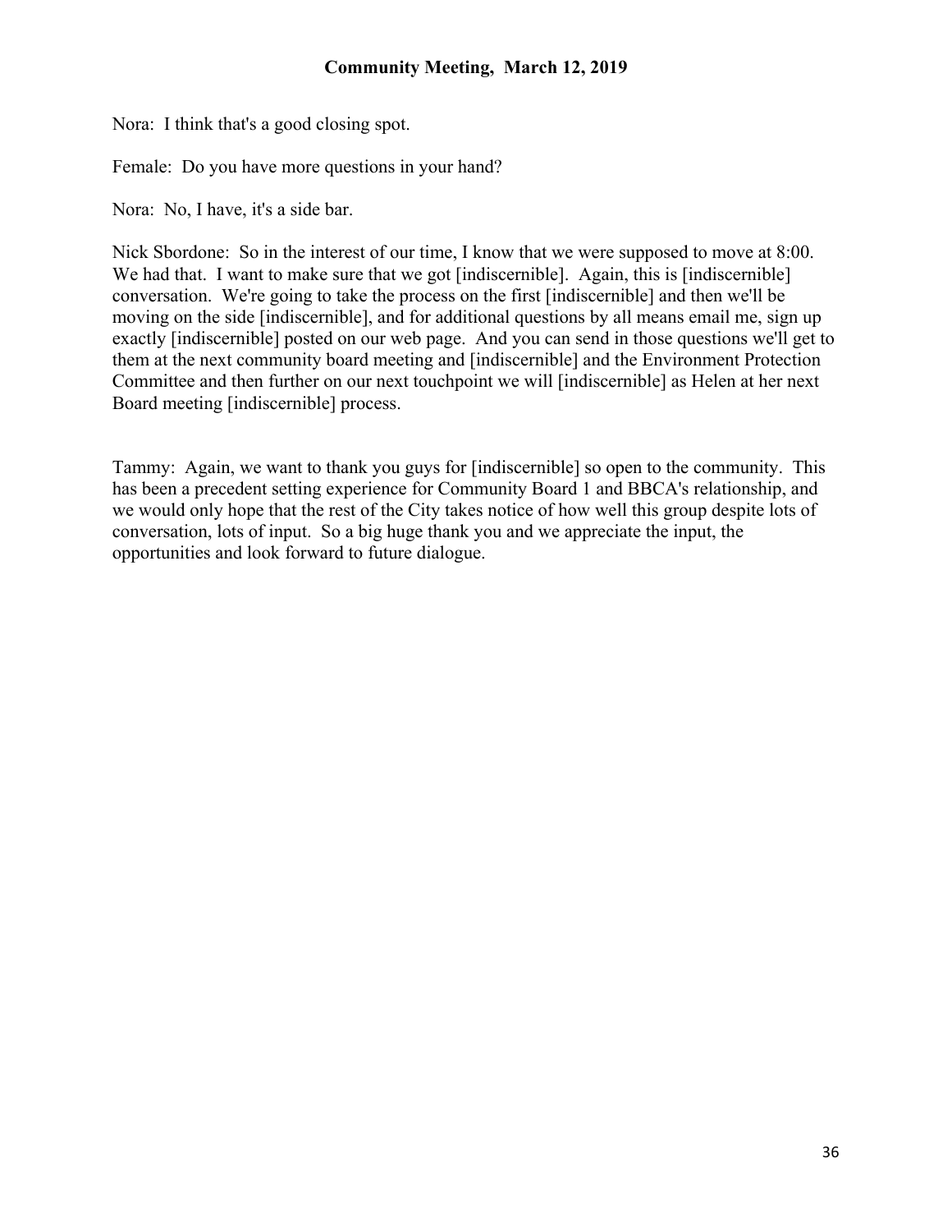Nora: I think that's a good closing spot.

Female: Do you have more questions in your hand?

Nora: No, I have, it's a side bar.

Nick Sbordone: So in the interest of our time, I know that we were supposed to move at 8:00. We had that. I want to make sure that we got [indiscernible]. Again, this is [indiscernible] conversation. We're going to take the process on the first [indiscernible] and then we'll be moving on the side [indiscernible], and for additional questions by all means email me, sign up exactly [indiscernible] posted on our web page. And you can send in those questions we'll get to them at the next community board meeting and [indiscernible] and the Environment Protection Committee and then further on our next touchpoint we will [indiscernible] as Helen at her next Board meeting [indiscernible] process.

Tammy: Again, we want to thank you guys for [indiscernible] so open to the community. This has been a precedent setting experience for Community Board 1 and BBCA's relationship, and we would only hope that the rest of the City takes notice of how well this group despite lots of conversation, lots of input. So a big huge thank you and we appreciate the input, the opportunities and look forward to future dialogue.